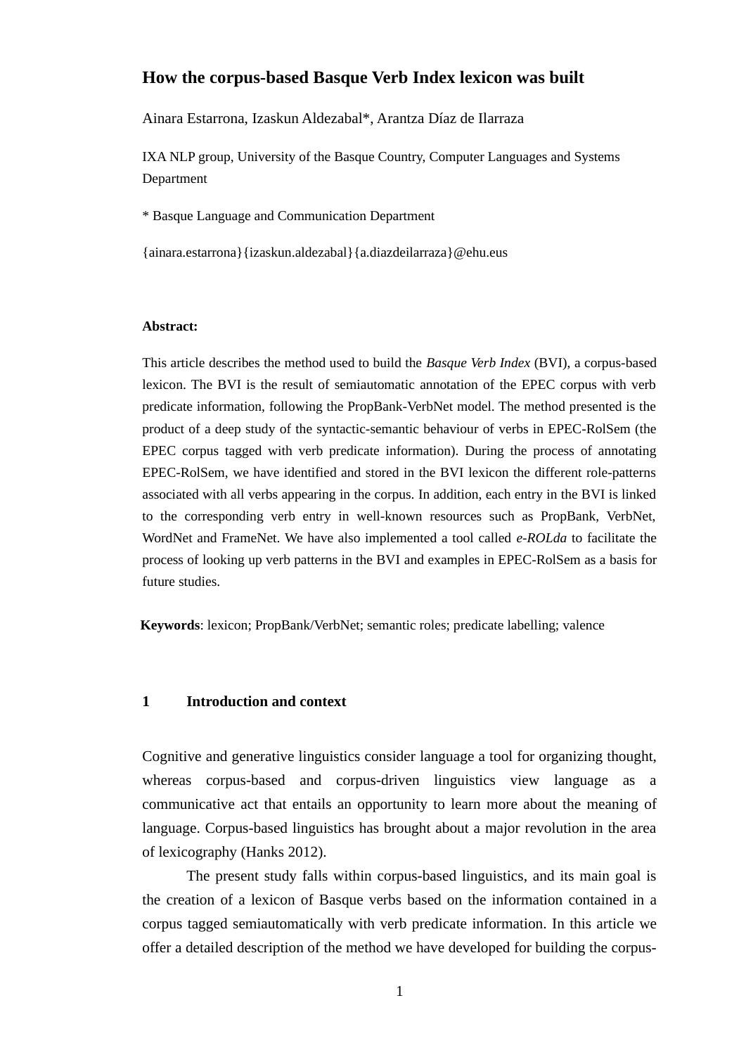# How the corpus-based Basque Verb Index lexicon was built

Ainara Estarrona, Izaskun Aldezabal*, Arantza Díaz de Ilarraza

IXA NLP group, University of the Basque Country, Computer Languages and Systems Department

* Basque Language and Communication Department

{ainara.estarrona}{izaskun.aldezabal}{a.diazdeilarraza}@ehu.eus

**Abstract:**

This article describes the method used to build the *Basque Verb Index* (BVI), a corpus-based lexicon. The BVI is the result of semiautomatic annotation of the EPEC corpus with verb predicate information, following the PropBank-VerbNet model. The method presented is the product of a deep study of the syntactic-semantic behaviour of verbs in EPEC-RolSem (the EPEC corpus tagged with verb predicate information). During the process of annotating EPEC-RolSem, we have identified and stored in the BVI lexicon the different role-patterns associated with all verbs appearing in the corpus. In addition, each entry in the BVI is linked to the corresponding verb entry in well-known resources such as PropBank, VerbNet, WordNet and FrameNet. We have also implemented a tool called *e-ROLda* to facilitate the process of looking up verb patterns in the BVI and examples in EPEC-RolSem as a basis for future studies.

**Keywords**: lexicon; PropBank/VerbNet; semantic roles; predicate labelling; valence

## 1 Introduction and context

Cognitive and generative linguistics consider language a tool for organizing thought, whereas corpus-based and corpus-driven linguistics view language as a communicative act that entails an opportunity to learn more about the meaning of language. Corpus-based linguistics has brought about a major revolution in the area of lexicography (Hanks 2012).

The present study falls within corpus-based linguistics, and its main goal is the creation of a lexicon of Basque verbs based on the information contained in a corpus tagged semiautomatically with verb predicate information. In this article we offer a detailed description of the method we have developed for building the corpus-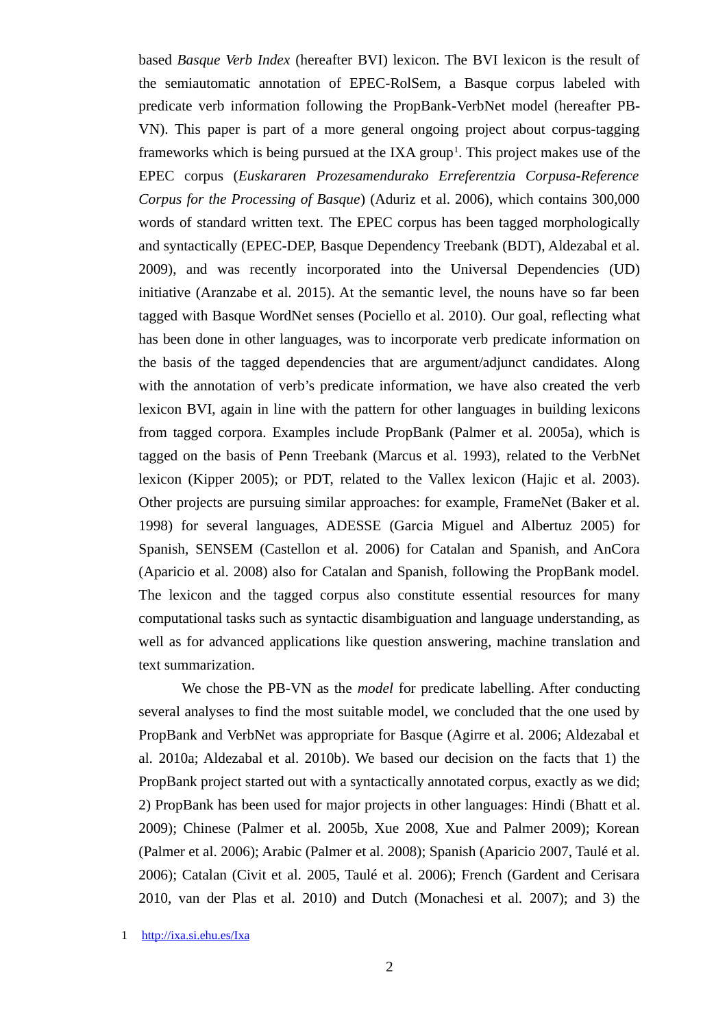based *Basque Verb Index* (hereafter BVI) lexicon. The BVI lexicon is the result of the semiautomatic annotation of EPEC-RolSem, a Basque corpus labeled with predicate verb information following the PropBank-VerbNet model (hereafter PB-VN). This paper is part of a more general ongoing project about corpus-tagging frameworks which is being pursued at the IXA group[1]. This project makes use of the EPEC corpus (*Euskararen Prozesamendurako Erreferentzia Corpusa-Reference Corpus for the Processing of Basque*) (Aduriz et al. 2006), which contains 300,000 words of standard written text. The EPEC corpus has been tagged morphologically and syntactically (EPEC-DEP, Basque Dependency Treebank (BDT), Aldezabal et al. 2009), and was recently incorporated into the Universal Dependencies (UD) initiative (Aranzabe et al. 2015). At the semantic level, the nouns have so far been tagged with Basque WordNet senses (Pociello et al. 2010). Our goal, reflecting what has been done in other languages, was to incorporate verb predicate information on the basis of the tagged dependencies that are argument/adjunct candidates. Along with the annotation of verb's predicate information, we have also created the verb lexicon BVI, again in line with the pattern for other languages in building lexicons from tagged corpora. Examples include PropBank (Palmer et al. 2005a), which is tagged on the basis of Penn Treebank (Marcus et al. 1993), related to the VerbNet lexicon (Kipper 2005); or PDT, related to the Vallex lexicon (Hajic et al. 2003). Other projects are pursuing similar approaches: for example, FrameNet (Baker et al. 1998) for several languages, ADESSE (Garcia Miguel and Albertuz 2005) for Spanish, SENSEM (Castellon et al. 2006) for Catalan and Spanish, and AnCora (Aparicio et al. 2008) also for Catalan and Spanish, following the PropBank model. The lexicon and the tagged corpus also constitute essential resources for many computational tasks such as syntactic disambiguation and language understanding, as well as for advanced applications like question answering, machine translation and text summarization.

We chose the PB-VN as the *model* for predicate labelling. After conducting several analyses to find the most suitable model, we concluded that the one used by PropBank and VerbNet was appropriate for Basque (Agirre et al. 2006; Aldezabal et al. 2010a; Aldezabal et al. 2010b). We based our decision on the facts that 1) the PropBank project started out with a syntactically annotated corpus, exactly as we did; 2) PropBank has been used for major projects in other languages: Hindi (Bhatt et al. 2009); Chinese (Palmer et al. 2005b, Xue 2008, Xue and Palmer 2009); Korean (Palmer et al. 2006); Arabic (Palmer et al. 2008); Spanish (Aparicio 2007, Taulé et al. 2006); Catalan (Civit et al. 2005, Taulé et al. 2006); French (Gardent and Cerisara 2010, van der Plas et al. 2010) and Dutch (Monachesi et al. 2007); and 3) the

1 http://ixa.si.ehu.es/Ixa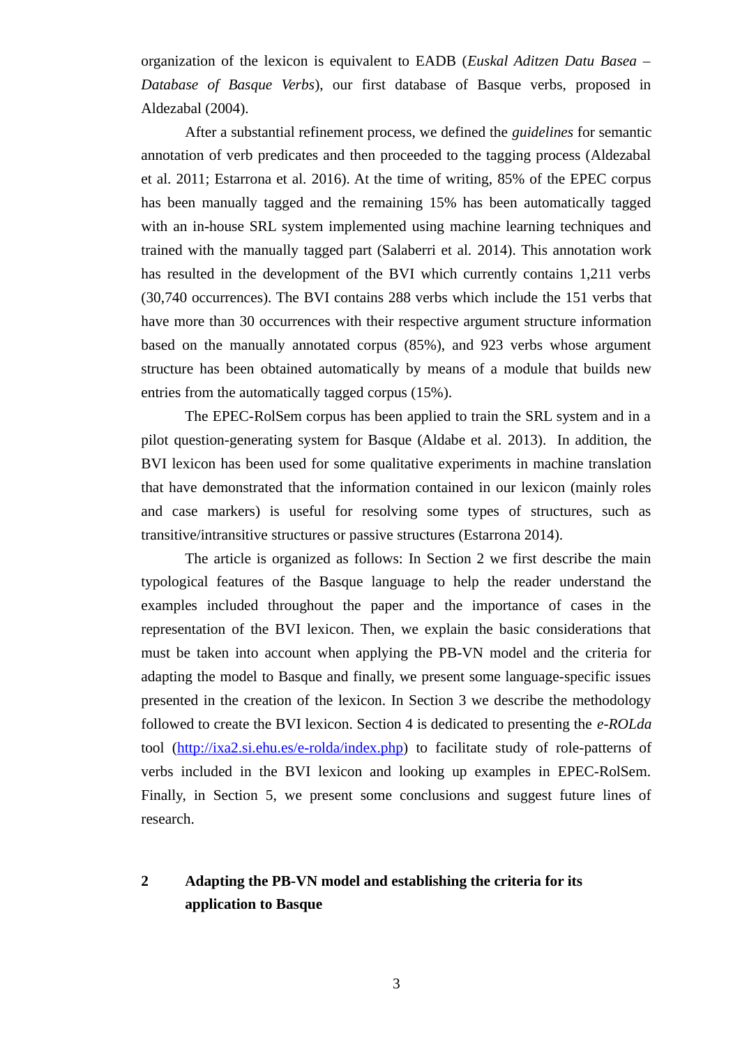organization of the lexicon is equivalent to EADB (*Euskal Aditzen Datu Basea – Database of Basque Verbs*), our first database of Basque verbs, proposed in Aldezabal (2004).

After a substantial refinement process, we defined the *guidelines* for semantic annotation of verb predicates and then proceeded to the tagging process (Aldezabal et al. 2011; Estarrona et al. 2016). At the time of writing, 85% of the EPEC corpus has been manually tagged and the remaining 15% has been automatically tagged with an in-house SRL system implemented using machine learning techniques and trained with the manually tagged part (Salaberri et al. 2014). This annotation work has resulted in the development of the BVI which currently contains 1,211 verbs (30,740 occurrences). The BVI contains 288 verbs which include the 151 verbs that have more than 30 occurrences with their respective argument structure information based on the manually annotated corpus (85%), and 923 verbs whose argument structure has been obtained automatically by means of a module that builds new entries from the automatically tagged corpus (15%).

The EPEC-RolSem corpus has been applied to train the SRL system and in a pilot question-generating system for Basque (Aldabe et al. 2013). In addition, the BVI lexicon has been used for some qualitative experiments in machine translation that have demonstrated that the information contained in our lexicon (mainly roles and case markers) is useful for resolving some types of structures, such as transitive/intransitive structures or passive structures (Estarrona 2014).

The article is organized as follows: In Section 2 we first describe the main typological features of the Basque language to help the reader understand the examples included throughout the paper and the importance of cases in the representation of the BVI lexicon. Then, we explain the basic considerations that must be taken into account when applying the PB-VN model and the criteria for adapting the model to Basque and finally, we present some language-specific issues presented in the creation of the lexicon. In Section 3 we describe the methodology followed to create the BVI lexicon. Section 4 is dedicated to presenting the *e-ROLda* tool (http://ixa2.si.ehu.es/e-rolda/index.php) to facilitate study of role-patterns of verbs included in the BVI lexicon and looking up examples in EPEC-RolSem. Finally, in Section 5, we present some conclusions and suggest future lines of research.

## 2 Adapting the PB-VN model and establishing the criteria for its application to Basque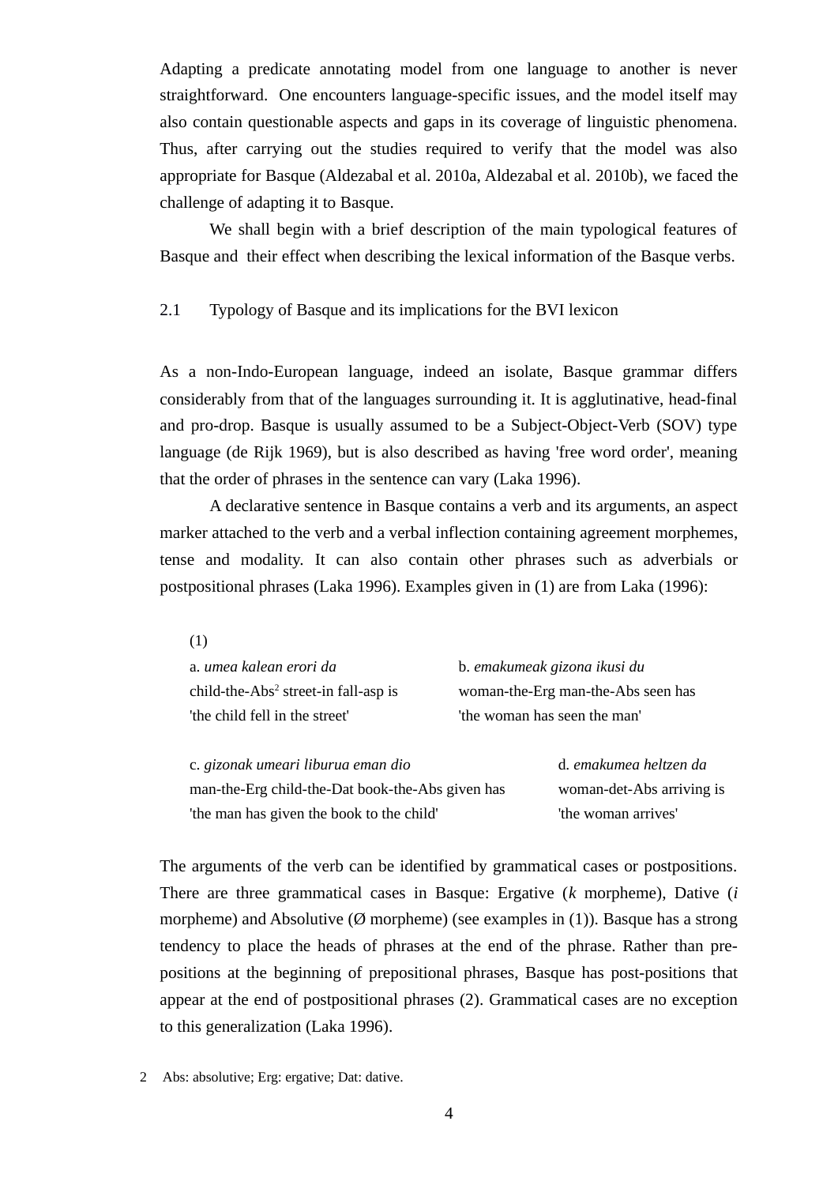Adapting a predicate annotating model from one language to another is never straightforward. One encounters language-specific issues, and the model itself may also contain questionable aspects and gaps in its coverage of linguistic phenomena. Thus, after carrying out the studies required to verify that the model was also appropriate for Basque (Aldezabal et al. 2010a, Aldezabal et al. 2010b), we faced the challenge of adapting it to Basque.

We shall begin with a brief description of the main typological features of Basque and their effect when describing the lexical information of the Basque verbs.

## 2.1 Typology of Basque and its implications for the BVI lexicon

As a non-Indo-European language, indeed an isolate, Basque grammar differs considerably from that of the languages surrounding it. It is agglutinative, head-final and pro-drop. Basque is usually assumed to be a Subject-Object-Verb (SOV) type language (de Rijk 1969), but is also described as having 'free word order', meaning that the order of phrases in the sentence can vary (Laka 1996).

A declarative sentence in Basque contains a verb and its arguments, an aspect marker attached to the verb and a verbal inflection containing agreement morphemes, tense and modality. It can also contain other phrases such as adverbials or postpositional phrases (Laka 1996). Examples given in (1) are from Laka (1996):

(1)

a. *umea kalean erori da*
child-the-Abs[2] street-in fall-asp is
'the child fell in the street'

b. *emakumeak gizona ikusi du*
woman-the-Erg man-the-Abs seen has
'the woman has seen the man'

c. *gizonak umeari liburua eman dio*
man-the-Erg child-the-Dat book-the-Abs given has
'the man has given the book to the child'

d. *emakumea heltzen da*
woman-det-Abs arriving is
'the woman arrives'

The arguments of the verb can be identified by grammatical cases or postpositions. There are three grammatical cases in Basque: Ergative (*k* morpheme), Dative (*i* morpheme) and Absolutive (Ø morpheme) (see examples in (1)). Basque has a strong tendency to place the heads of phrases at the end of the phrase. Rather than pre-positions at the beginning of prepositional phrases, Basque has post-positions that appear at the end of postpositional phrases (2). Grammatical cases are no exception to this generalization (Laka 1996).

2 Abs: absolutive; Erg: ergative; Dat: dative.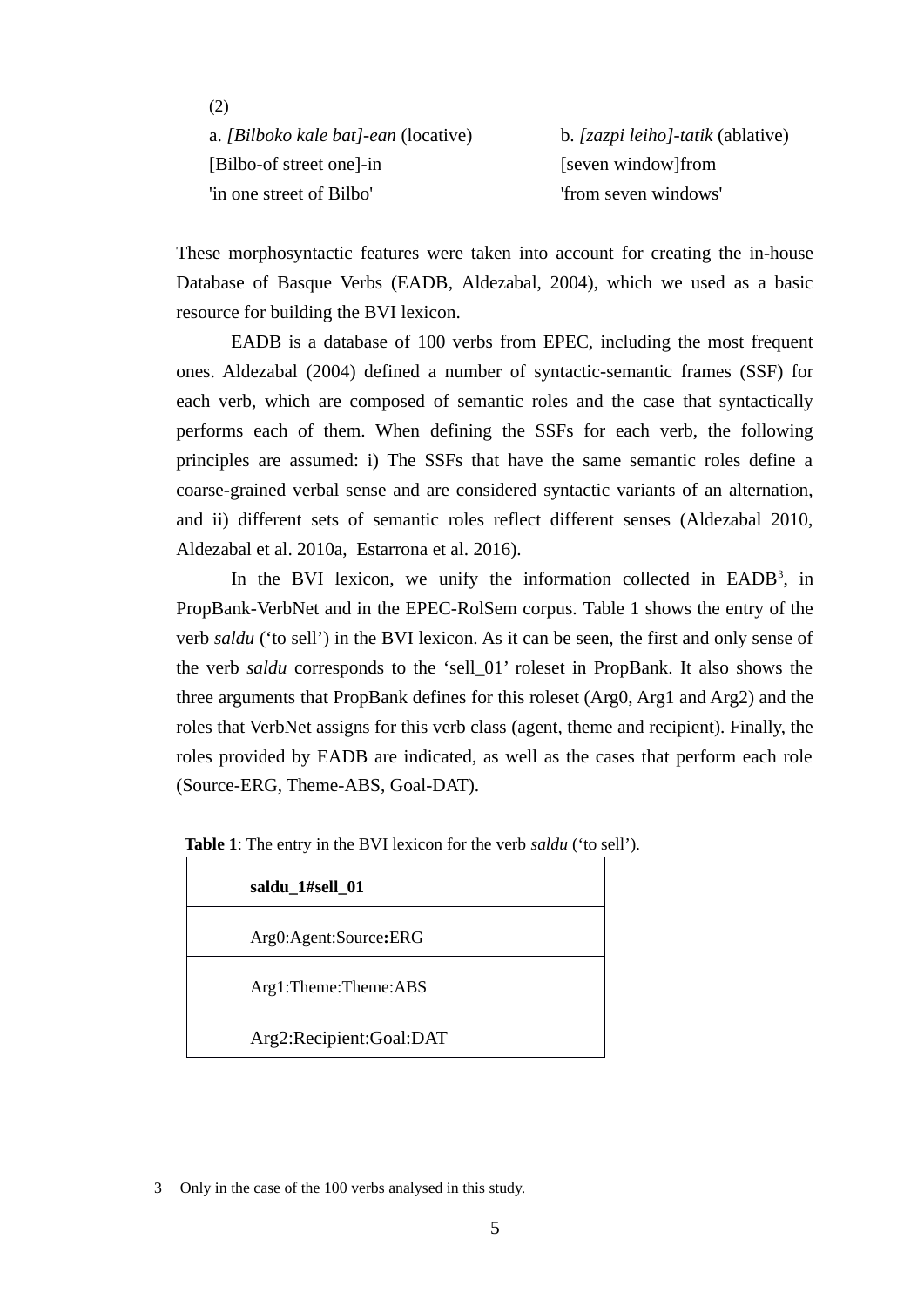(2)

a. *[Bilboko kale bat]-ean* (locative)
[Bilbo-of street one]-in
'in one street of Bilbo'

b. *[zazpi leiho]-tatik* (ablative)
[seven window]from
'from seven windows'

These morphosyntactic features were taken into account for creating the in-house Database of Basque Verbs (EADB, Aldezabal, 2004), which we used as a basic resource for building the BVI lexicon.

EADB is a database of 100 verbs from EPEC, including the most frequent ones. Aldezabal (2004) defined a number of syntactic-semantic frames (SSF) for each verb, which are composed of semantic roles and the case that syntactically performs each of them. When defining the SSFs for each verb, the following principles are assumed: i) The SSFs that have the same semantic roles define a coarse-grained verbal sense and are considered syntactic variants of an alternation, and ii) different sets of semantic roles reflect different senses (Aldezabal 2010, Aldezabal et al. 2010a, Estarrona et al. 2016).

In the BVI lexicon, we unify the information collected in EADB[3], in PropBank-VerbNet and in the EPEC-RolSem corpus. Table 1 shows the entry of the verb *saldu* ('to sell') in the BVI lexicon. As it can be seen, the first and only sense of the verb *saldu* corresponds to the 'sell_01' roleset in PropBank. It also shows the three arguments that PropBank defines for this roleset (Arg0, Arg1 and Arg2) and the roles that VerbNet assigns for this verb class (agent, theme and recipient). Finally, the roles provided by EADB are indicated, as well as the cases that perform each role (Source-ERG, Theme-ABS, Goal-DAT).

**Table 1**: The entry in the BVI lexicon for the verb *saldu* ('to sell').

| **saldu_1#sell_01** |
|---|
| Arg0:Agent:Source:ERG |
| Arg1:Theme:Theme:ABS |
| Arg2:Recipient:Goal:DAT |

3 Only in the case of the 100 verbs analysed in this study.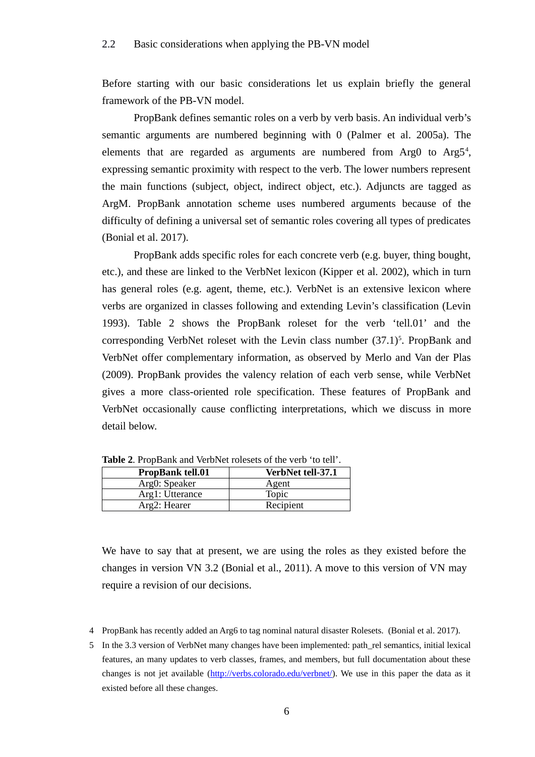## 2.2 Basic considerations when applying the PB-VN model

Before starting with our basic considerations let us explain briefly the general framework of the PB-VN model.

PropBank defines semantic roles on a verb by verb basis. An individual verb's semantic arguments are numbered beginning with 0 (Palmer et al. 2005a). The elements that are regarded as arguments are numbered from Arg0 to Arg5[4], expressing semantic proximity with respect to the verb. The lower numbers represent the main functions (subject, object, indirect object, etc.). Adjuncts are tagged as ArgM. PropBank annotation scheme uses numbered arguments because of the difficulty of defining a universal set of semantic roles covering all types of predicates (Bonial et al. 2017).

PropBank adds specific roles for each concrete verb (e.g. buyer, thing bought, etc.), and these are linked to the VerbNet lexicon (Kipper et al. 2002), which in turn has general roles (e.g. agent, theme, etc.). VerbNet is an extensive lexicon where verbs are organized in classes following and extending Levin's classification (Levin 1993). Table 2 shows the PropBank roleset for the verb 'tell.01' and the corresponding VerbNet roleset with the Levin class number (37.1)[5]. PropBank and VerbNet offer complementary information, as observed by Merlo and Van der Plas (2009). PropBank provides the valency relation of each verb sense, while VerbNet gives a more class-oriented role specification. These features of PropBank and VerbNet occasionally cause conflicting interpretations, which we discuss in more detail below.

**Table 2**. PropBank and VerbNet rolesets of the verb 'to tell'.

| PropBank tell.01 | VerbNet tell-37.1 |
|---|---|
| Arg0: Speaker | Agent |
| Arg1: Utterance | Topic |
| Arg2: Hearer | Recipient |

We have to say that at present, we are using the roles as they existed before the changes in version VN 3.2 (Bonial et al., 2011). A move to this version of VN may require a revision of our decisions.

4 PropBank has recently added an Arg6 to tag nominal natural disaster Rolesets. (Bonial et al. 2017).

5 In the 3.3 version of VerbNet many changes have been implemented: path_rel semantics, initial lexical features, an many updates to verb classes, frames, and members, but full documentation about these changes is not jet available (http://verbs.colorado.edu/verbnet/). We use in this paper the data as it existed before all these changes.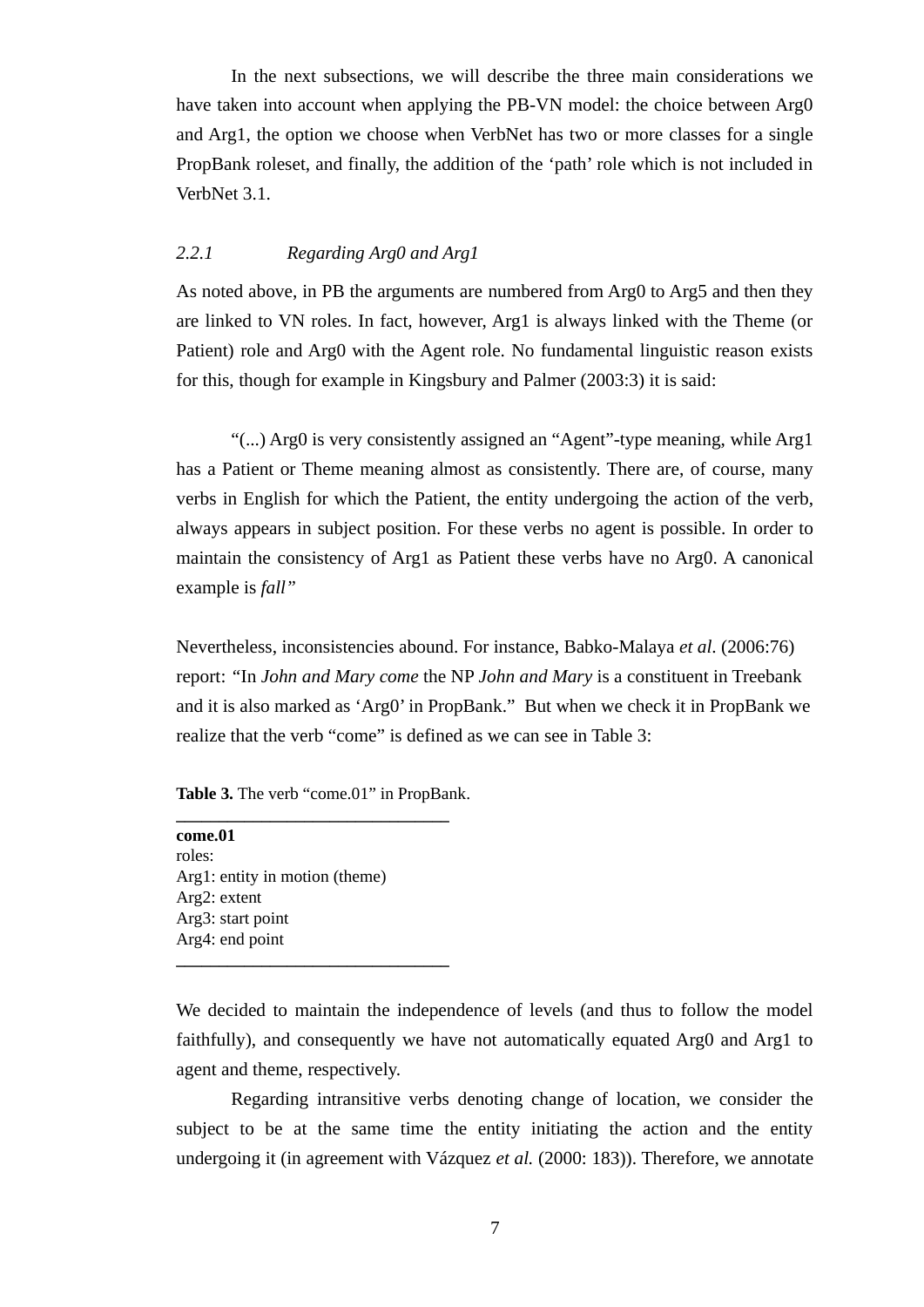In the next subsections, we will describe the three main considerations we have taken into account when applying the PB-VN model: the choice between Arg0 and Arg1, the option we choose when VerbNet has two or more classes for a single PropBank roleset, and finally, the addition of the 'path' role which is not included in VerbNet 3.1.

### 2.2.1 *Regarding Arg0 and Arg1*

As noted above, in PB the arguments are numbered from Arg0 to Arg5 and then they are linked to VN roles. In fact, however, Arg1 is always linked with the Theme (or Patient) role and Arg0 with the Agent role. No fundamental linguistic reason exists for this, though for example in Kingsbury and Palmer (2003:3) it is said:

> "(...) Arg0 is very consistently assigned an "Agent"-type meaning, while Arg1 has a Patient or Theme meaning almost as consistently. There are, of course, many verbs in English for which the Patient, the entity undergoing the action of the verb, always appears in subject position. For these verbs no agent is possible. In order to maintain the consistency of Arg1 as Patient these verbs have no Arg0. A canonical example is *fall"*

Nevertheless, inconsistencies abound. For instance, Babko-Malaya *et al.* (2006:76) report: "In *John and Mary come* the NP *John and Mary* is a constituent in Treebank and it is also marked as 'Arg0' in PropBank." But when we check it in PropBank we realize that the verb "come" is defined as we can see in Table 3:

**Table 3.** The verb "come.01" in PropBank.

| **come.01** |
|---|
| roles: |
| Arg1: entity in motion (theme) |
| Arg2: extent |
| Arg3: start point |
| Arg4: end point |

We decided to maintain the independence of levels (and thus to follow the model faithfully), and consequently we have not automatically equated Arg0 and Arg1 to agent and theme, respectively.

Regarding intransitive verbs denoting change of location, we consider the subject to be at the same time the entity initiating the action and the entity undergoing it (in agreement with Vázquez *et al.* (2000: 183)). Therefore, we annotate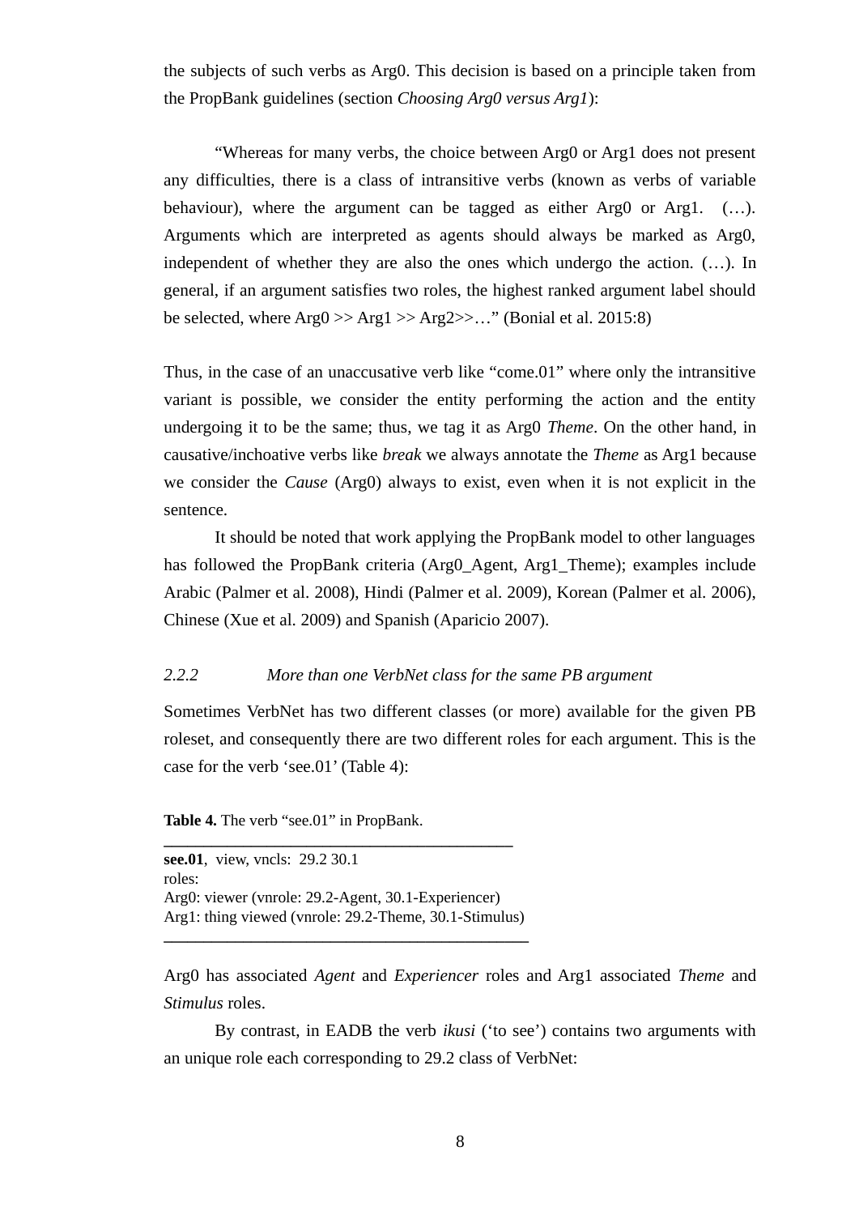the subjects of such verbs as Arg0. This decision is based on a principle taken from the PropBank guidelines (section *Choosing Arg0 versus Arg1*):

> "Whereas for many verbs, the choice between Arg0 or Arg1 does not present any difficulties, there is a class of intransitive verbs (known as verbs of variable behaviour), where the argument can be tagged as either Arg0 or Arg1. (…). Arguments which are interpreted as agents should always be marked as Arg0, independent of whether they are also the ones which undergo the action. (…). In general, if an argument satisfies two roles, the highest ranked argument label should be selected, where Arg0 >> Arg1 >> Arg2>>…" (Bonial et al. 2015:8)

Thus, in the case of an unaccusative verb like "come.01" where only the intransitive variant is possible, we consider the entity performing the action and the entity undergoing it to be the same; thus, we tag it as Arg0 *Theme*. On the other hand, in causative/inchoative verbs like *break* we always annotate the *Theme* as Arg1 because we consider the *Cause* (Arg0) always to exist, even when it is not explicit in the sentence.

It should be noted that work applying the PropBank model to other languages has followed the PropBank criteria (Arg0_Agent, Arg1_Theme); examples include Arabic (Palmer et al. 2008), Hindi (Palmer et al. 2009), Korean (Palmer et al. 2006), Chinese (Xue et al. 2009) and Spanish (Aparicio 2007).

### 2.2.2 More than one VerbNet class for the same PB argument

Sometimes VerbNet has two different classes (or more) available for the given PB roleset, and consequently there are two different roles for each argument. This is the case for the verb 'see.01' (Table 4):

**Table 4.** The verb "see.01" in PropBank.

**see.01**, view, vncls: 29.2 30.1
roles:
Arg0: viewer (vnrole: 29.2-Agent, 30.1-Experiencer)
Arg1: thing viewed (vnrole: 29.2-Theme, 30.1-Stimulus)

Arg0 has associated *Agent* and *Experiencer* roles and Arg1 associated *Theme* and *Stimulus* roles.

By contrast, in EADB the verb *ikusi* ('to see') contains two arguments with an unique role each corresponding to 29.2 class of VerbNet: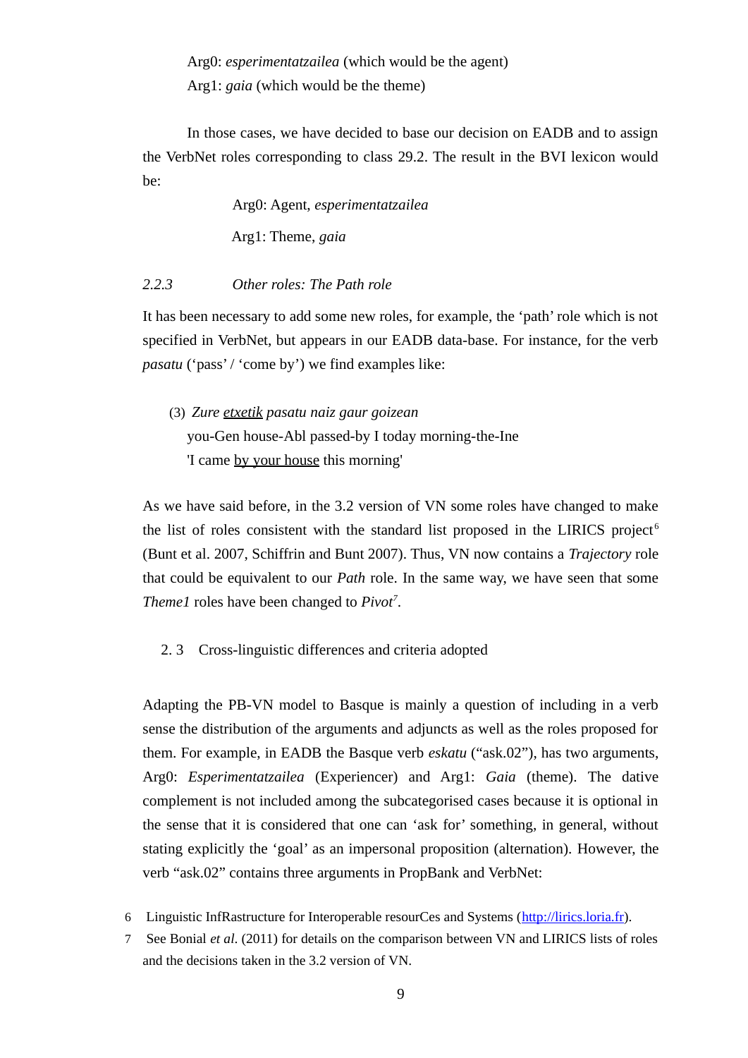Arg0: *esperimentatzailea* (which would be the agent)

Arg1: *gaia* (which would be the theme)

In those cases, we have decided to base our decision on EADB and to assign the VerbNet roles corresponding to class 29.2. The result in the BVI lexicon would be:

Arg0: Agent, *esperimentatzailea*

Arg1: Theme, *gaia*

### *2.2.3 Other roles: The Path role*

It has been necessary to add some new roles, for example, the 'path' role which is not specified in VerbNet, but appears in our EADB data-base. For instance, for the verb *pasatu* ('pass' / 'come by') we find examples like:

(3) *Zure <u>etxetik</u> pasatu naiz gaur goizean*
you-Gen house-Abl passed-by I today morning-the-Ine
'I came <u>by your house</u> this morning'

As we have said before, in the 3.2 version of VN some roles have changed to make the list of roles consistent with the standard list proposed in the LIRICS project[6] (Bunt et al. 2007, Schiffrin and Bunt 2007). Thus, VN now contains a *Trajectory* role that could be equivalent to our *Path* role. In the same way, we have seen that some *Theme1* roles have been changed to *Pivot*[7].

## 2. 3 Cross-linguistic differences and criteria adopted

Adapting the PB-VN model to Basque is mainly a question of including in a verb sense the distribution of the arguments and adjuncts as well as the roles proposed for them. For example, in EADB the Basque verb *eskatu* ("ask.02"), has two arguments, Arg0: *Esperimentatzailea* (Experiencer) and Arg1: *Gaia* (theme). The dative complement is not included among the subcategorised cases because it is optional in the sense that it is considered that one can 'ask for' something, in general, without stating explicitly the 'goal' as an impersonal proposition (alternation). However, the verb "ask.02" contains three arguments in PropBank and VerbNet:

6 Linguistic InfRastructure for Interoperable resourCes and Systems (http://lirics.loria.fr).

7 See Bonial *et al.* (2011) for details on the comparison between VN and LIRICS lists of roles and the decisions taken in the 3.2 version of VN.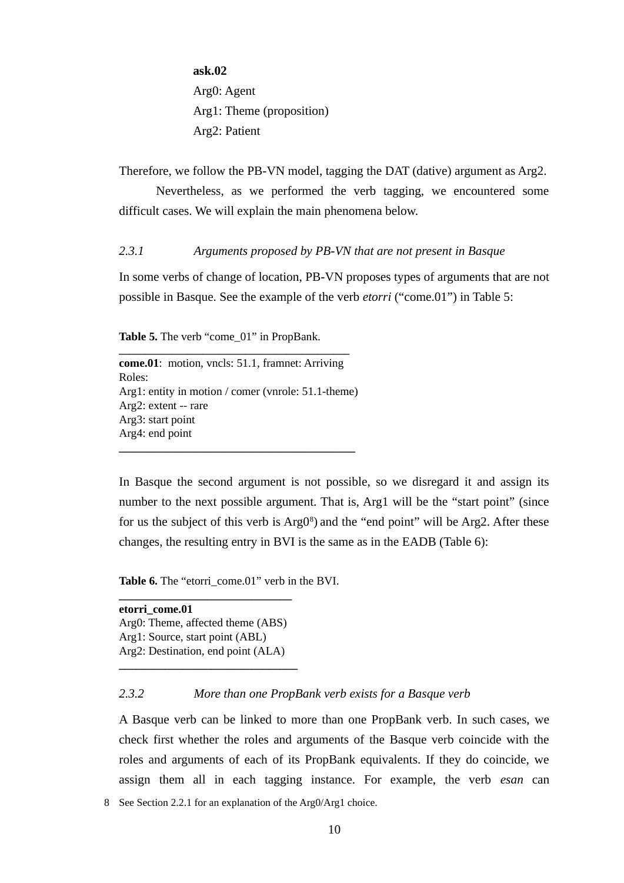**ask.02**
Arg0: Agent
Arg1: Theme (proposition)
Arg2: Patient

Therefore, we follow the PB-VN model, tagging the DAT (dative) argument as Arg2.

Nevertheless, as we performed the verb tagging, we encountered some difficult cases. We will explain the main phenomena below.

### *2.3.1 Arguments proposed by PB-VN that are not present in Basque*

In some verbs of change of location, PB-VN proposes types of arguments that are not possible in Basque. See the example of the verb *etorri* ("come.01") in Table 5:

**Table 5.** The verb "come_01" in PropBank.

**come.01**: motion, vncls: 51.1, framnet: Arriving
Roles:
Arg1: entity in motion / comer (vnrole: 51.1-theme)
Arg2: extent -- rare
Arg3: start point
Arg4: end point

In Basque the second argument is not possible, so we disregard it and assign its number to the next possible argument. That is, Arg1 will be the "start point" (since for us the subject of this verb is Arg0[8]) and the "end point" will be Arg2. After these changes, the resulting entry in BVI is the same as in the EADB (Table 6):

**Table 6.** The "etorri_come.01" verb in the BVI.

**etorri_come.01**
Arg0: Theme, affected theme (ABS)
Arg1: Source, start point (ABL)
Arg2: Destination, end point (ALA)

### *2.3.2 More than one PropBank verb exists for a Basque verb*

A Basque verb can be linked to more than one PropBank verb. In such cases, we check first whether the roles and arguments of the Basque verb coincide with the roles and arguments of each of its PropBank equivalents. If they do coincide, we assign them all in each tagging instance. For example, the verb *esan* can

8 See Section 2.2.1 for an explanation of the Arg0/Arg1 choice.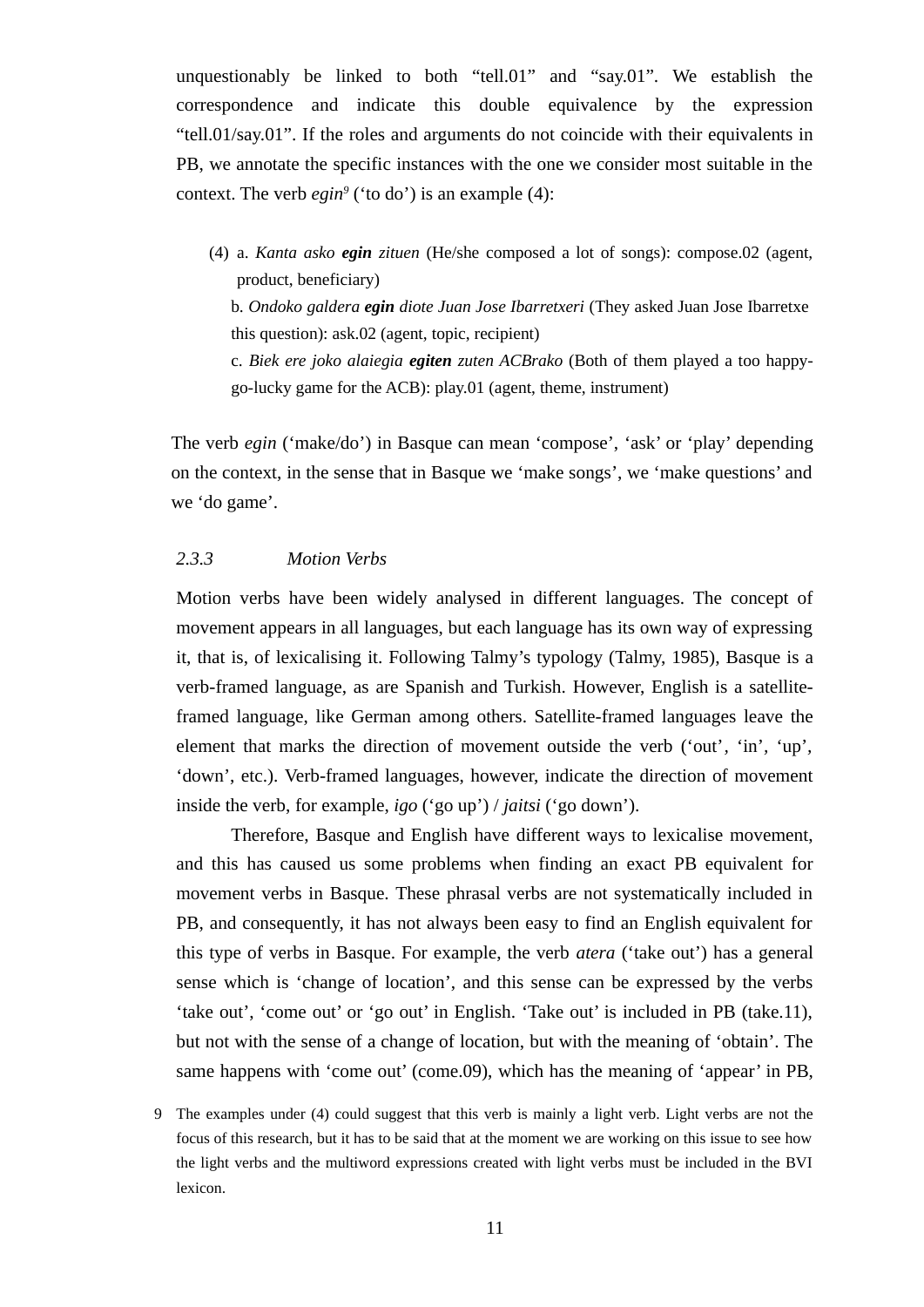unquestionably be linked to both “tell.01” and “say.01”. We establish the correspondence and indicate this double equivalence by the expression “tell.01/say.01”. If the roles and arguments do not coincide with their equivalents in PB, we annotate the specific instances with the one we consider most suitable in the context. The verb *egin*[9] (‘to do’) is an example (4):

(4) a. *Kanta asko* ***egin*** *zituen* (He/she composed a lot of songs): compose.02 (agent, product, beneficiary)
b. *Ondoko galdera* ***egin*** *diote Juan Jose Ibarretxeri* (They asked Juan Jose Ibarretxe this question): ask.02 (agent, topic, recipient)
c. *Biek ere joko alaiegia* ***egiten*** *zuten ACBrako* (Both of them played a too happy-go-lucky game for the ACB): play.01 (agent, theme, instrument)

The verb *egin* (‘make/do’) in Basque can mean ‘compose’, ‘ask’ or ‘play’ depending on the context, in the sense that in Basque we ‘make songs’, we ‘make questions’ and we ‘do game’.

### 2.3.3 Motion Verbs

Motion verbs have been widely analysed in different languages. The concept of movement appears in all languages, but each language has its own way of expressing it, that is, of lexicalising it. Following Talmy’s typology (Talmy, 1985), Basque is a verb-framed language, as are Spanish and Turkish. However, English is a satellite-framed language, like German among others. Satellite-framed languages leave the element that marks the direction of movement outside the verb (‘out’, ‘in’, ‘up’, ‘down’, etc.). Verb-framed languages, however, indicate the direction of movement inside the verb, for example, *igo* (‘go up’) / *jaitsi* (‘go down’).

Therefore, Basque and English have different ways to lexicalise movement, and this has caused us some problems when finding an exact PB equivalent for movement verbs in Basque. These phrasal verbs are not systematically included in PB, and consequently, it has not always been easy to find an English equivalent for this type of verbs in Basque. For example, the verb *atera* (‘take out’) has a general sense which is ‘change of location’, and this sense can be expressed by the verbs ‘take out’, ‘come out’ or ‘go out’ in English. ‘Take out’ is included in PB (take.11), but not with the sense of a change of location, but with the meaning of ‘obtain’. The same happens with ‘come out’ (come.09), which has the meaning of ‘appear’ in PB,

9 The examples under (4) could suggest that this verb is mainly a light verb. Light verbs are not the focus of this research, but it has to be said that at the moment we are working on this issue to see how the light verbs and the multiword expressions created with light verbs must be included in the BVI lexicon.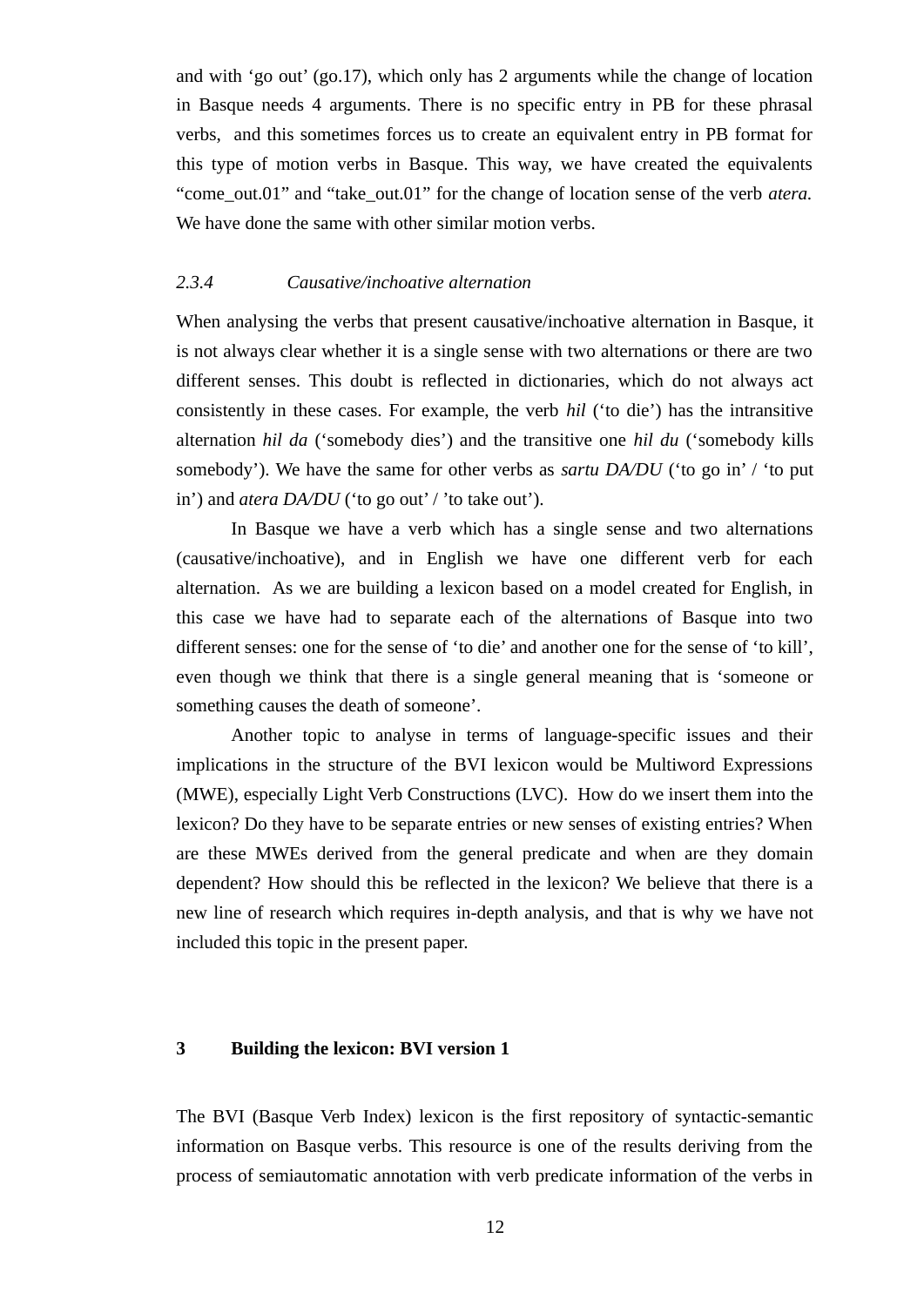and with ‘go out’ (go.17), which only has 2 arguments while the change of location in Basque needs 4 arguments. There is no specific entry in PB for these phrasal verbs, and this sometimes forces us to create an equivalent entry in PB format for this type of motion verbs in Basque. This way, we have created the equivalents “come_out.01” and “take_out.01” for the change of location sense of the verb *atera.* We have done the same with other similar motion verbs.

### *2.3.4 Causative/inchoative alternation*

When analysing the verbs that present causative/inchoative alternation in Basque, it is not always clear whether it is a single sense with two alternations or there are two different senses. This doubt is reflected in dictionaries, which do not always act consistently in these cases. For example, the verb *hil* (‘to die’) has the intransitive alternation *hil da* (‘somebody dies’) and the transitive one *hil du* (‘somebody kills somebody’). We have the same for other verbs as *sartu DA/DU* (‘to go in’ / ‘to put in’) and *atera DA/DU* (‘to go out’ / ’to take out’).

In Basque we have a verb which has a single sense and two alternations (causative/inchoative), and in English we have one different verb for each alternation. As we are building a lexicon based on a model created for English, in this case we have had to separate each of the alternations of Basque into two different senses: one for the sense of ‘to die’ and another one for the sense of ‘to kill’, even though we think that there is a single general meaning that is ‘someone or something causes the death of someone’.

Another topic to analyse in terms of language-specific issues and their implications in the structure of the BVI lexicon would be Multiword Expressions (MWE), especially Light Verb Constructions (LVC). How do we insert them into the lexicon? Do they have to be separate entries or new senses of existing entries? When are these MWEs derived from the general predicate and when are they domain dependent? How should this be reflected in the lexicon? We believe that there is a new line of research which requires in-depth analysis, and that is why we have not included this topic in the present paper.

## **3 Building the lexicon: BVI version 1**

The BVI (Basque Verb Index) lexicon is the first repository of syntactic-semantic information on Basque verbs. This resource is one of the results deriving from the process of semiautomatic annotation with verb predicate information of the verbs in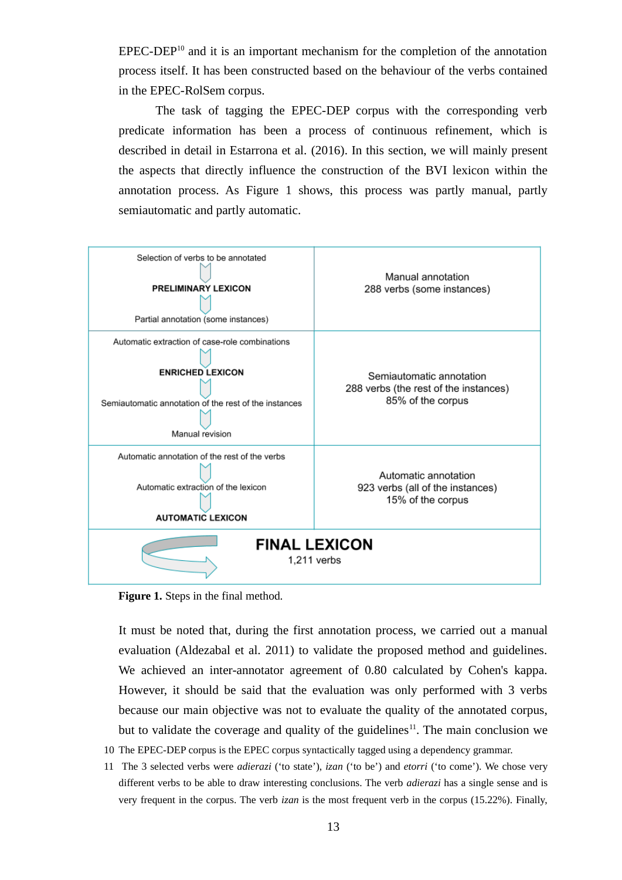EPEC-DEP[10] and it is an important mechanism for the completion of the annotation process itself. It has been constructed based on the behaviour of the verbs contained in the EPEC-RolSem corpus.

The task of tagging the EPEC-DEP corpus with the corresponding verb predicate information has been a process of continuous refinement, which is described in detail in Estarrona et al. (2016). In this section, we will mainly present the aspects that directly influence the construction of the BVI lexicon within the annotation process. As Figure 1 shows, this process was partly manual, partly semiautomatic and partly automatic.

| | |
|---|---|
| Selection of verbs to be annotated → **PRELIMINARY LEXICON** → Partial annotation (some instances) | Manual annotation<br>288 verbs (some instances) |
| Automatic extraction of case-role combinations → **ENRICHED LEXICON** → Semiautomatic annotation of the rest of the instances → Manual revision | Semiautomatic annotation<br>288 verbs (the rest of the instances)<br>85% of the corpus |
| Automatic annotation of the rest of the verbs → Automatic extraction of the lexicon → **AUTOMATIC LEXICON** | Automatic annotation<br>923 verbs (all of the instances)<br>15% of the corpus |
| **FINAL LEXICON**<br>1,211 verbs | |

**Figure 1.** Steps in the final method.

It must be noted that, during the first annotation process, we carried out a manual evaluation (Aldezabal et al. 2011) to validate the proposed method and guidelines. We achieved an inter-annotator agreement of 0.80 calculated by Cohen's kappa. However, it should be said that the evaluation was only performed with 3 verbs because our main objective was not to evaluate the quality of the annotated corpus, but to validate the coverage and quality of the guidelines[11]. The main conclusion we

10 The EPEC-DEP corpus is the EPEC corpus syntactically tagged using a dependency grammar.

11 The 3 selected verbs were *adierazi* ('to state'), *izan* ('to be') and *etorri* ('to come'). We chose very different verbs to be able to draw interesting conclusions. The verb *adierazi* has a single sense and is very frequent in the corpus. The verb *izan* is the most frequent verb in the corpus (15.22%). Finally,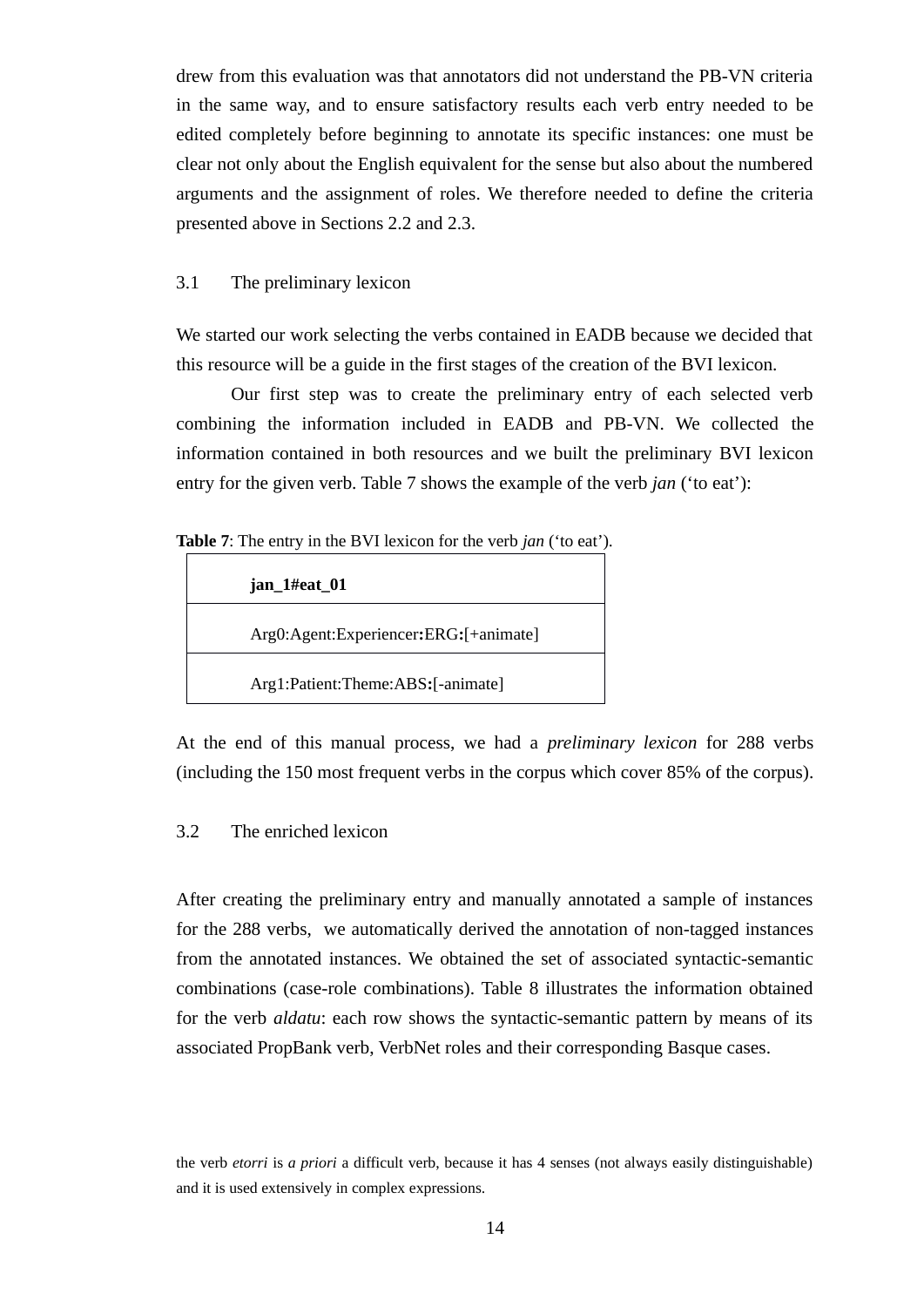drew from this evaluation was that annotators did not understand the PB-VN criteria in the same way, and to ensure satisfactory results each verb entry needed to be edited completely before beginning to annotate its specific instances: one must be clear not only about the English equivalent for the sense but also about the numbered arguments and the assignment of roles. We therefore needed to define the criteria presented above in Sections 2.2 and 2.3.

### 3.1 The preliminary lexicon

We started our work selecting the verbs contained in EADB because we decided that this resource will be a guide in the first stages of the creation of the BVI lexicon.

Our first step was to create the preliminary entry of each selected verb combining the information included in EADB and PB-VN. We collected the information contained in both resources and we built the preliminary BVI lexicon entry for the given verb. Table 7 shows the example of the verb *jan* (‘to eat’):

**Table 7**: The entry in the BVI lexicon for the verb *jan* (‘to eat’).

| **jan_1#eat_01** |
|---|
| Arg0:Agent:Experiencer**:**ERG**:**[+animate] |
| Arg1:Patient:Theme:ABS**:**[-animate] |

At the end of this manual process, we had a *preliminary lexicon* for 288 verbs (including the 150 most frequent verbs in the corpus which cover 85% of the corpus).

### 3.2 The enriched lexicon

After creating the preliminary entry and manually annotated a sample of instances for the 288 verbs, we automatically derived the annotation of non-tagged instances from the annotated instances. We obtained the set of associated syntactic-semantic combinations (case-role combinations). Table 8 illustrates the information obtained for the verb *aldatu*: each row shows the syntactic-semantic pattern by means of its associated PropBank verb, VerbNet roles and their corresponding Basque cases.

the verb *etorri* is *a priori* a difficult verb, because it has 4 senses (not always easily distinguishable) and it is used extensively in complex expressions.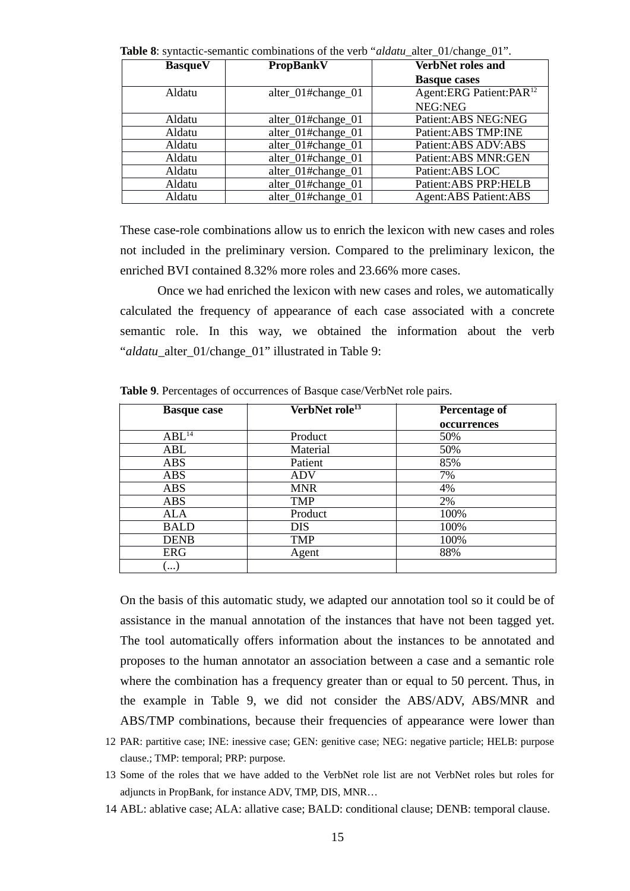**Table 8**: syntactic-semantic combinations of the verb "*aldatu*_alter_01/change_01".

| BasqueV | PropBankV | VerbNet roles and Basque cases |
|---|---|---|
| Aldatu | alter_01#change_01 | Agent:ERG Patient:PAR[12] NEG:NEG |
| Aldatu | alter_01#change_01 | Patient:ABS NEG:NEG |
| Aldatu | alter_01#change_01 | Patient:ABS TMP:INE |
| Aldatu | alter_01#change_01 | Patient:ABS ADV:ABS |
| Aldatu | alter_01#change_01 | Patient:ABS MNR:GEN |
| Aldatu | alter_01#change_01 | Patient:ABS LOC |
| Aldatu | alter_01#change_01 | Patient:ABS PRP:HELB |
| Aldatu | alter_01#change_01 | Agent:ABS Patient:ABS |

These case-role combinations allow us to enrich the lexicon with new cases and roles not included in the preliminary version. Compared to the preliminary lexicon, the enriched BVI contained 8.32% more roles and 23.66% more cases.

Once we had enriched the lexicon with new cases and roles, we automatically calculated the frequency of appearance of each case associated with a concrete semantic role. In this way, we obtained the information about the verb "*aldatu*_alter_01/change_01" illustrated in Table 9:

**Table 9**. Percentages of occurrences of Basque case/VerbNet role pairs.

| Basque case | VerbNet role[13] | Percentage of occurrences |
|---|---|---|
| ABL[14] | Product | 50% |
| ABL | Material | 50% |
| ABS | Patient | 85% |
| ABS | ADV | 7% |
| ABS | MNR | 4% |
| ABS | TMP | 2% |
| ALA | Product | 100% |
| BALD | DIS | 100% |
| DENB | TMP | 100% |
| ERG | Agent | 88% |
| (...) | | |

On the basis of this automatic study, we adapted our annotation tool so it could be of assistance in the manual annotation of the instances that have not been tagged yet. The tool automatically offers information about the instances to be annotated and proposes to the human annotator an association between a case and a semantic role where the combination has a frequency greater than or equal to 50 percent. Thus, in the example in Table 9, we did not consider the ABS/ADV, ABS/MNR and ABS/TMP combinations, because their frequencies of appearance were lower than

12 PAR: partitive case; INE: inessive case; GEN: genitive case; NEG: negative particle; HELB: purpose clause.; TMP: temporal; PRP: purpose.

13 Some of the roles that we have added to the VerbNet role list are not VerbNet roles but roles for adjuncts in PropBank, for instance ADV, TMP, DIS, MNR…

14 ABL: ablative case; ALA: allative case; BALD: conditional clause; DENB: temporal clause.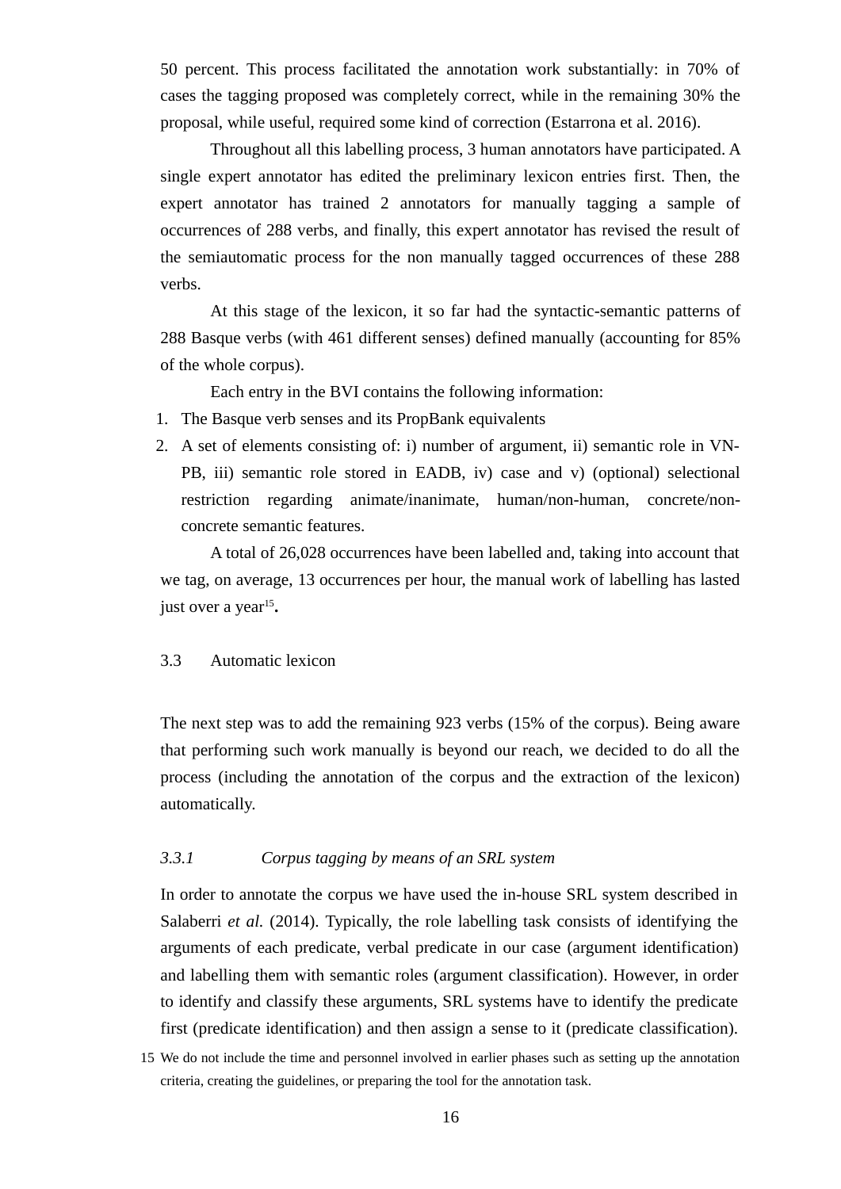50 percent. This process facilitated the annotation work substantially: in 70% of cases the tagging proposed was completely correct, while in the remaining 30% the proposal, while useful, required some kind of correction (Estarrona et al. 2016).

Throughout all this labelling process, 3 human annotators have participated. A single expert annotator has edited the preliminary lexicon entries first. Then, the expert annotator has trained 2 annotators for manually tagging a sample of occurrences of 288 verbs, and finally, this expert annotator has revised the result of the semiautomatic process for the non manually tagged occurrences of these 288 verbs.

At this stage of the lexicon, it so far had the syntactic-semantic patterns of 288 Basque verbs (with 461 different senses) defined manually (accounting for 85% of the whole corpus).

Each entry in the BVI contains the following information:

1. The Basque verb senses and its PropBank equivalents
2. A set of elements consisting of: i) number of argument, ii) semantic role in VN-PB, iii) semantic role stored in EADB, iv) case and v) (optional) selectional restriction regarding animate/inanimate, human/non-human, concrete/non-concrete semantic features.

A total of 26,028 occurrences have been labelled and, taking into account that we tag, on average, 13 occurrences per hour, the manual work of labelling has lasted just over a year[15]**.**

### 3.3 Automatic lexicon

The next step was to add the remaining 923 verbs (15% of the corpus). Being aware that performing such work manually is beyond our reach, we decided to do all the process (including the annotation of the corpus and the extraction of the lexicon) automatically.

#### *3.3.1 Corpus tagging by means of an SRL system*

In order to annotate the corpus we have used the in-house SRL system described in Salaberri *et al.* (2014). Typically, the role labelling task consists of identifying the arguments of each predicate, verbal predicate in our case (argument identification) and labelling them with semantic roles (argument classification). However, in order to identify and classify these arguments, SRL systems have to identify the predicate first (predicate identification) and then assign a sense to it (predicate classification).

15 We do not include the time and personnel involved in earlier phases such as setting up the annotation criteria, creating the guidelines, or preparing the tool for the annotation task.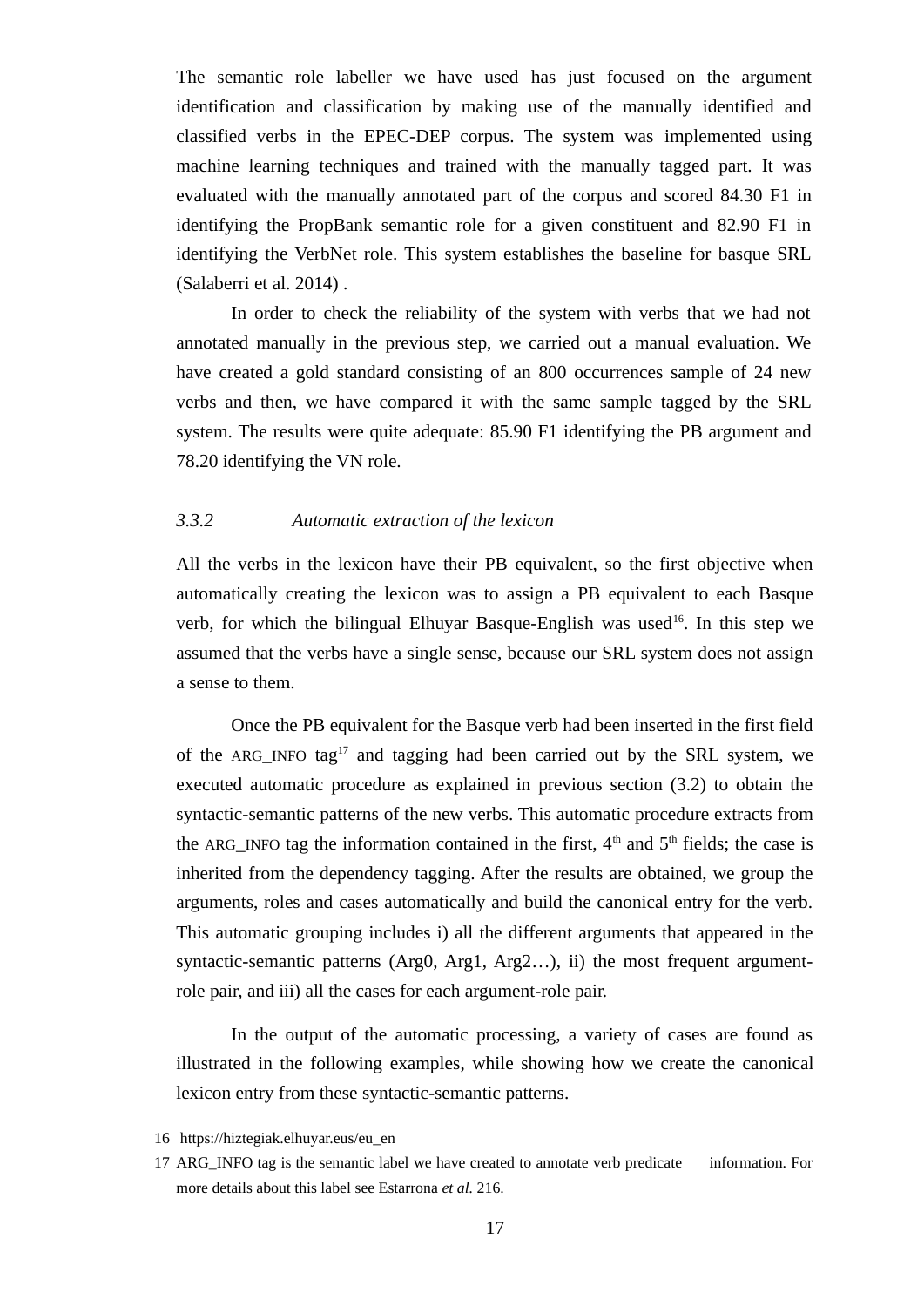The semantic role labeller we have used has just focused on the argument identification and classification by making use of the manually identified and classified verbs in the EPEC-DEP corpus. The system was implemented using machine learning techniques and trained with the manually tagged part. It was evaluated with the manually annotated part of the corpus and scored 84.30 F1 in identifying the PropBank semantic role for a given constituent and 82.90 F1 in identifying the VerbNet role. This system establishes the baseline for basque SRL (Salaberri et al. 2014) .

In order to check the reliability of the system with verbs that we had not annotated manually in the previous step, we carried out a manual evaluation. We have created a gold standard consisting of an 800 occurrences sample of 24 new verbs and then, we have compared it with the same sample tagged by the SRL system. The results were quite adequate: 85.90 F1 identifying the PB argument and 78.20 identifying the VN role.

### *3.3.2 Automatic extraction of the lexicon*

All the verbs in the lexicon have their PB equivalent, so the first objective when automatically creating the lexicon was to assign a PB equivalent to each Basque verb, for which the bilingual Elhuyar Basque-English was used[16]. In this step we assumed that the verbs have a single sense, because our SRL system does not assign a sense to them.

Once the PB equivalent for the Basque verb had been inserted in the first field of the ARG_INFO tag[17] and tagging had been carried out by the SRL system, we executed automatic procedure as explained in previous section (3.2) to obtain the syntactic-semantic patterns of the new verbs. This automatic procedure extracts from the ARG_INFO tag the information contained in the first, 4th and 5th fields; the case is inherited from the dependency tagging. After the results are obtained, we group the arguments, roles and cases automatically and build the canonical entry for the verb. This automatic grouping includes i) all the different arguments that appeared in the syntactic-semantic patterns (Arg0, Arg1, Arg2…), ii) the most frequent argument-role pair, and iii) all the cases for each argument-role pair.

In the output of the automatic processing, a variety of cases are found as illustrated in the following examples, while showing how we create the canonical lexicon entry from these syntactic-semantic patterns.

16 https://hiztegiak.elhuyar.eus/eu_en

17 ARG_INFO tag is the semantic label we have created to annotate verb predicate information. For more details about this label see Estarrona *et al.* 216.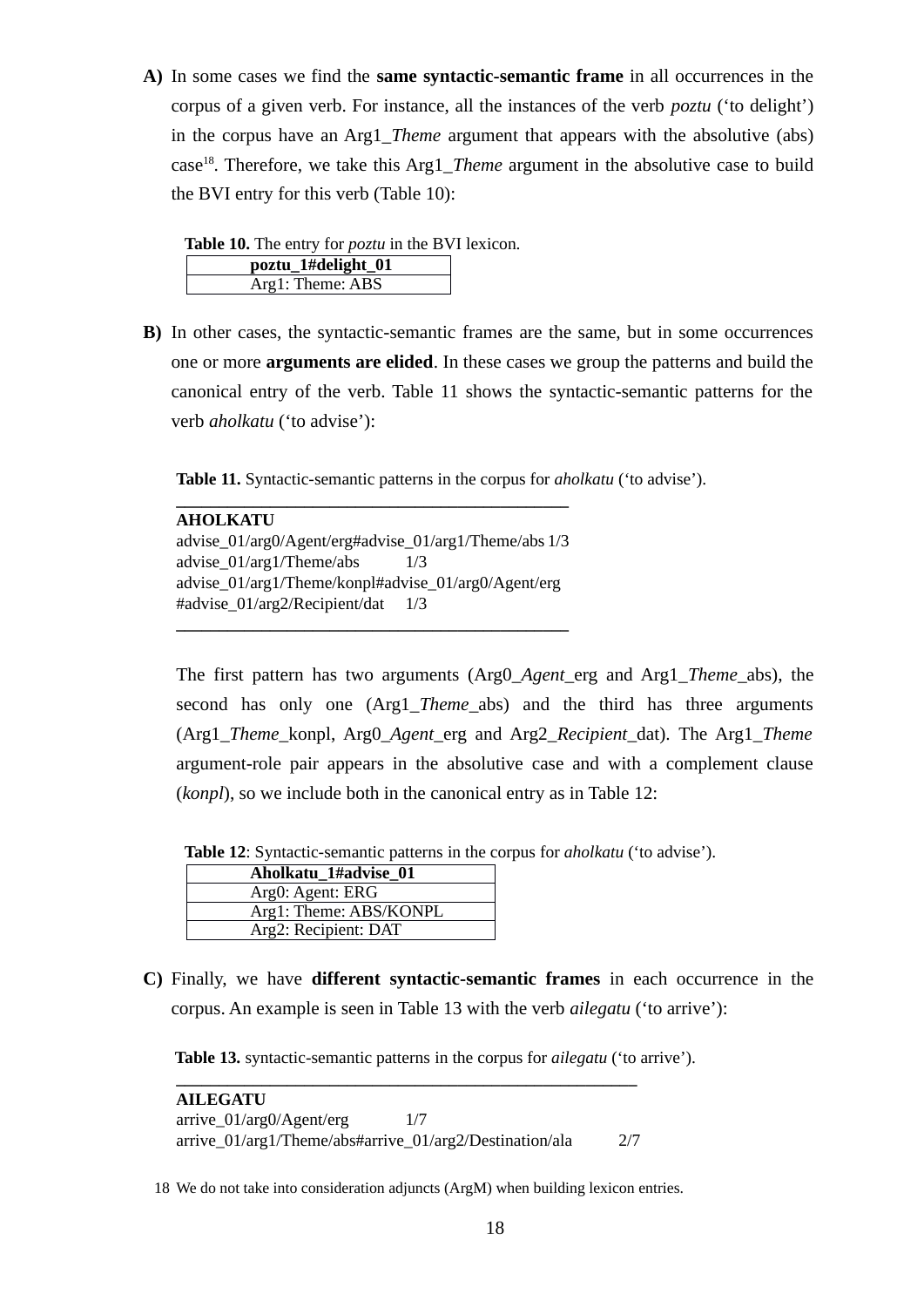A) In some cases we find the **same syntactic-semantic frame** in all occurrences in the corpus of a given verb. For instance, all the instances of the verb *poztu* ('to delight') in the corpus have an Arg1_*Theme* argument that appears with the absolutive (abs) case[18]. Therefore, we take this Arg1_*Theme* argument in the absolutive case to build the BVI entry for this verb (Table 10):

**Table 10.** The entry for *poztu* in the BVI lexicon.

| **poztu_1#delight_01** |
|---|
| Arg1: Theme: ABS |

B) In other cases, the syntactic-semantic frames are the same, but in some occurrences one or more **arguments are elided**. In these cases we group the patterns and build the canonical entry of the verb. Table 11 shows the syntactic-semantic patterns for the verb *aholkatu* ('to advise'):

**Table 11.** Syntactic-semantic patterns in the corpus for *aholkatu* ('to advise').

| **AHOLKATU** | |
|---|---|
| advise_01/arg0/Agent/erg#advise_01/arg1/Theme/abs | 1/3 |
| advise_01/arg1/Theme/abs | 1/3 |
| advise_01/arg1/Theme/konpl#advise_01/arg0/Agent/erg #advise_01/arg2/Recipient/dat | 1/3 |

The first pattern has two arguments (Arg0_*Agent*_erg and Arg1_*Theme*_abs), the second has only one (Arg1_*Theme*_abs) and the third has three arguments (Arg1_*Theme*_konpl, Arg0_*Agent*_erg and Arg2_*Recipient*_dat). The Arg1_*Theme* argument-role pair appears in the absolutive case and with a complement clause (*konpl*), so we include both in the canonical entry as in Table 12:

**Table 12**: Syntactic-semantic patterns in the corpus for *aholkatu* ('to advise').

| **Aholkatu_1#advise_01** |
|---|
| Arg0: Agent: ERG |
| Arg1: Theme: ABS/KONPL |
| Arg2: Recipient: DAT |

C) Finally, we have **different syntactic-semantic frames** in each occurrence in the corpus. An example is seen in Table 13 with the verb *ailegatu* ('to arrive'):

**Table 13.** syntactic-semantic patterns in the corpus for *ailegatu* ('to arrive').

| **AILEGATU** | |
|---|---|
| arrive_01/arg0/Agent/erg | 1/7 |
| arrive_01/arg1/Theme/abs#arrive_01/arg2/Destination/ala | 2/7 |

[18] We do not take into consideration adjuncts (ArgM) when building lexicon entries.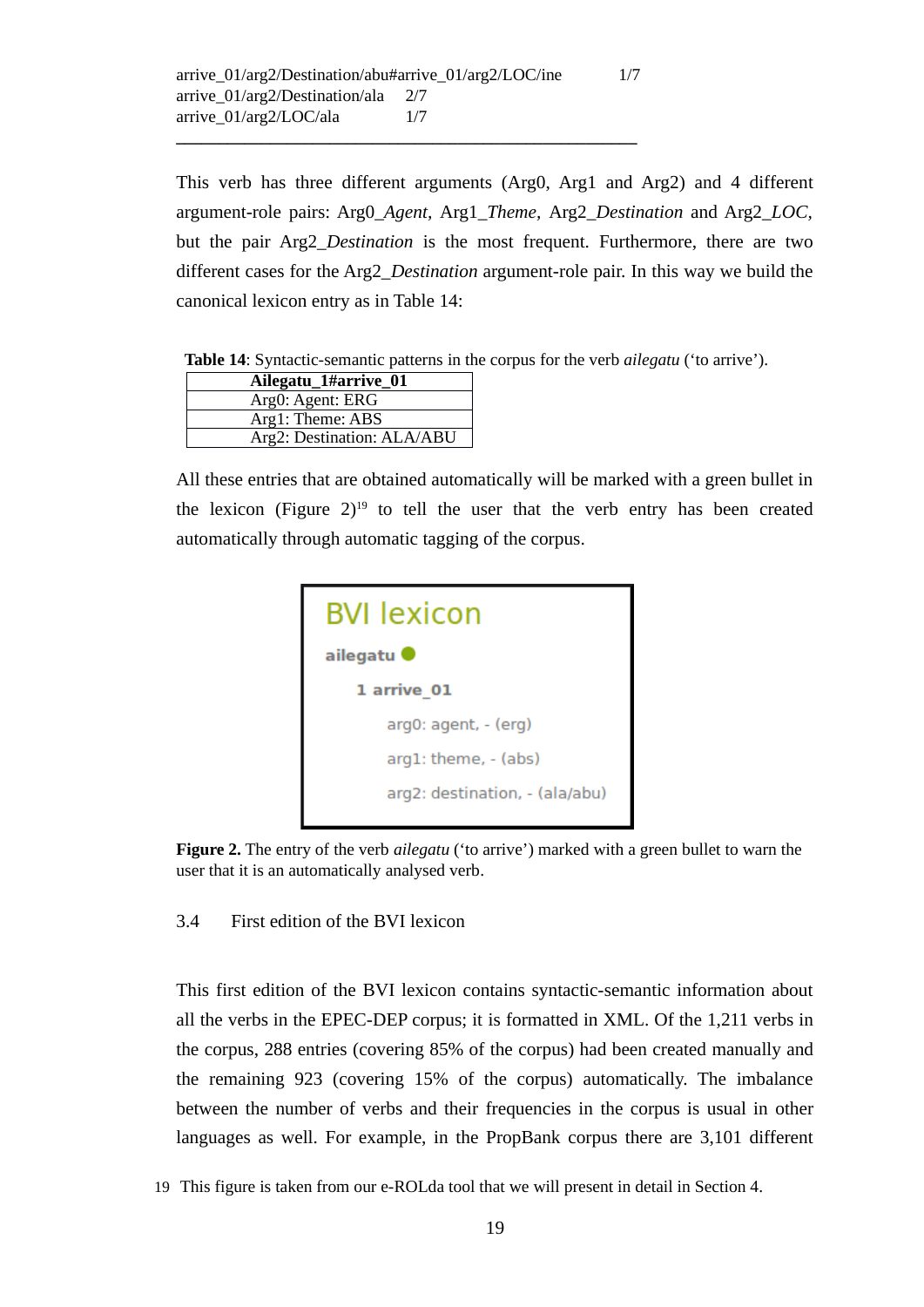arrive_01/arg2/Destination/abu#arrive_01/arg2/LOC/ine 1/7
arrive_01/arg2/Destination/ala 2/7
arrive_01/arg2/LOC/ala 1/7

---

This verb has three different arguments (Arg0, Arg1 and Arg2) and 4 different argument-role pairs: Arg0_*Agent*, Arg1_*Theme*, Arg2_*Destination* and Arg2_*LOC*, but the pair Arg2_*Destination* is the most frequent. Furthermore, there are two different cases for the Arg2_*Destination* argument-role pair. In this way we build the canonical lexicon entry as in Table 14:

**Table 14**: Syntactic-semantic patterns in the corpus for the verb *ailegatu* ('to arrive').

| **Ailegatu_1#arrive_01** |
| --- |
| Arg0: Agent: ERG |
| Arg1: Theme: ABS |
| Arg2: Destination: ALA/ABU |

All these entries that are obtained automatically will be marked with a green bullet in the lexicon (Figure 2)[19] to tell the user that the verb entry has been created automatically through automatic tagging of the corpus.

BVI lexicon

**ailegatu** ●

**1 arrive_01**

arg0: agent, - (erg)

arg1: theme, - (abs)

arg2: destination, - (ala/abu)

**Figure 2.** The entry of the verb *ailegatu* ('to arrive') marked with a green bullet to warn the user that it is an automatically analysed verb.

### 3.4 First edition of the BVI lexicon

This first edition of the BVI lexicon contains syntactic-semantic information about all the verbs in the EPEC-DEP corpus; it is formatted in XML. Of the 1,211 verbs in the corpus, 288 entries (covering 85% of the corpus) had been created manually and the remaining 923 (covering 15% of the corpus) automatically. The imbalance between the number of verbs and their frequencies in the corpus is usual in other languages as well. For example, in the PropBank corpus there are 3,101 different

[19] This figure is taken from our e-ROLda tool that we will present in detail in Section 4.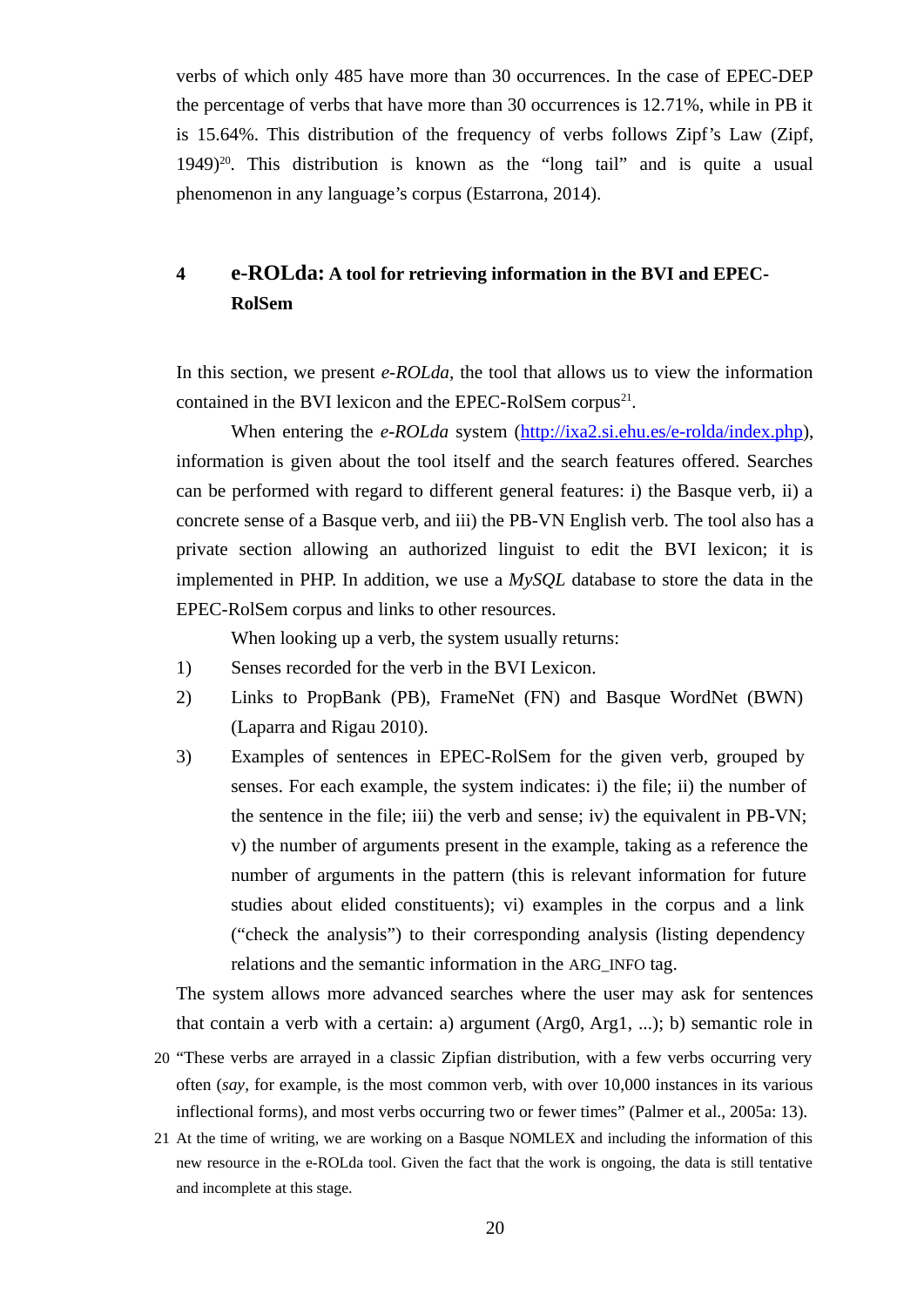verbs of which only 485 have more than 30 occurrences. In the case of EPEC-DEP the percentage of verbs that have more than 30 occurrences is 12.71%, while in PB it is 15.64%. This distribution of the frequency of verbs follows Zipf's Law (Zipf, 1949)[20]. This distribution is known as the "long tail" and is quite a usual phenomenon in any language's corpus (Estarrona, 2014).

## 4 e-ROLda: A tool for retrieving information in the BVI and EPEC-RolSem

In this section, we present *e-ROLda*, the tool that allows us to view the information contained in the BVI lexicon and the EPEC-RolSem corpus[21].

When entering the *e-ROLda* system (http://ixa2.si.ehu.es/e-rolda/index.php), information is given about the tool itself and the search features offered. Searches can be performed with regard to different general features: i) the Basque verb, ii) a concrete sense of a Basque verb, and iii) the PB-VN English verb. The tool also has a private section allowing an authorized linguist to edit the BVI lexicon; it is implemented in PHP. In addition, we use a *MySQL* database to store the data in the EPEC-RolSem corpus and links to other resources.

When looking up a verb, the system usually returns:

1) Senses recorded for the verb in the BVI Lexicon.
2) Links to PropBank (PB), FrameNet (FN) and Basque WordNet (BWN) (Laparra and Rigau 2010).
3) Examples of sentences in EPEC-RolSem for the given verb, grouped by senses. For each example, the system indicates: i) the file; ii) the number of the sentence in the file; iii) the verb and sense; iv) the equivalent in PB-VN; v) the number of arguments present in the example, taking as a reference the number of arguments in the pattern (this is relevant information for future studies about elided constituents); vi) examples in the corpus and a link ("check the analysis") to their corresponding analysis (listing dependency relations and the semantic information in the ARG_INFO tag.

The system allows more advanced searches where the user may ask for sentences that contain a verb with a certain: a) argument (Arg0, Arg1, ...); b) semantic role in

20 "These verbs are arrayed in a classic Zipfian distribution, with a few verbs occurring very often (*say*, for example, is the most common verb, with over 10,000 instances in its various inflectional forms), and most verbs occurring two or fewer times" (Palmer et al., 2005a: 13).

21 At the time of writing, we are working on a Basque NOMLEX and including the information of this new resource in the e-ROLda tool. Given the fact that the work is ongoing, the data is still tentative and incomplete at this stage.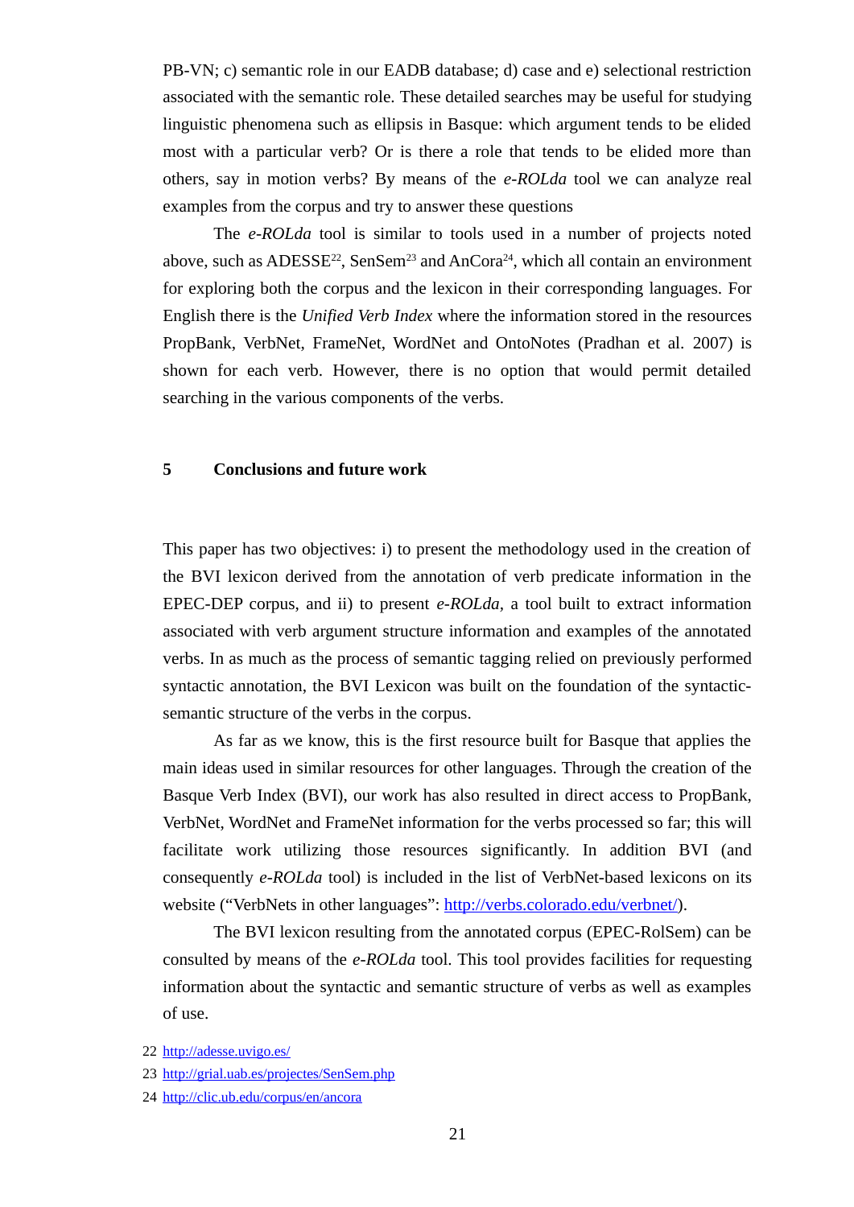PB-VN; c) semantic role in our EADB database; d) case and e) selectional restriction associated with the semantic role. These detailed searches may be useful for studying linguistic phenomena such as ellipsis in Basque: which argument tends to be elided most with a particular verb? Or is there a role that tends to be elided more than others, say in motion verbs? By means of the *e-ROLda* tool we can analyze real examples from the corpus and try to answer these questions

The *e-ROLda* tool is similar to tools used in a number of projects noted above, such as ADESSE[22], SenSem[23] and AnCora[24], which all contain an environment for exploring both the corpus and the lexicon in their corresponding languages. For English there is the *Unified Verb Index* where the information stored in the resources PropBank, VerbNet, FrameNet, WordNet and OntoNotes (Pradhan et al. 2007) is shown for each verb. However, there is no option that would permit detailed searching in the various components of the verbs.

## 5 Conclusions and future work

This paper has two objectives: i) to present the methodology used in the creation of the BVI lexicon derived from the annotation of verb predicate information in the EPEC-DEP corpus, and ii) to present *e-ROLda*, a tool built to extract information associated with verb argument structure information and examples of the annotated verbs. In as much as the process of semantic tagging relied on previously performed syntactic annotation, the BVI Lexicon was built on the foundation of the syntactic-semantic structure of the verbs in the corpus.

As far as we know, this is the first resource built for Basque that applies the main ideas used in similar resources for other languages. Through the creation of the Basque Verb Index (BVI), our work has also resulted in direct access to PropBank, VerbNet, WordNet and FrameNet information for the verbs processed so far; this will facilitate work utilizing those resources significantly. In addition BVI (and consequently *e-ROLda* tool) is included in the list of VerbNet-based lexicons on its website ("VerbNets in other languages": http://verbs.colorado.edu/verbnet/).

The BVI lexicon resulting from the annotated corpus (EPEC-RolSem) can be consulted by means of the *e-ROLda* tool. This tool provides facilities for requesting information about the syntactic and semantic structure of verbs as well as examples of use.

22 http://adesse.uvigo.es/

23 http://grial.uab.es/projectes/SenSem.php

24 http://clic.ub.edu/corpus/en/ancora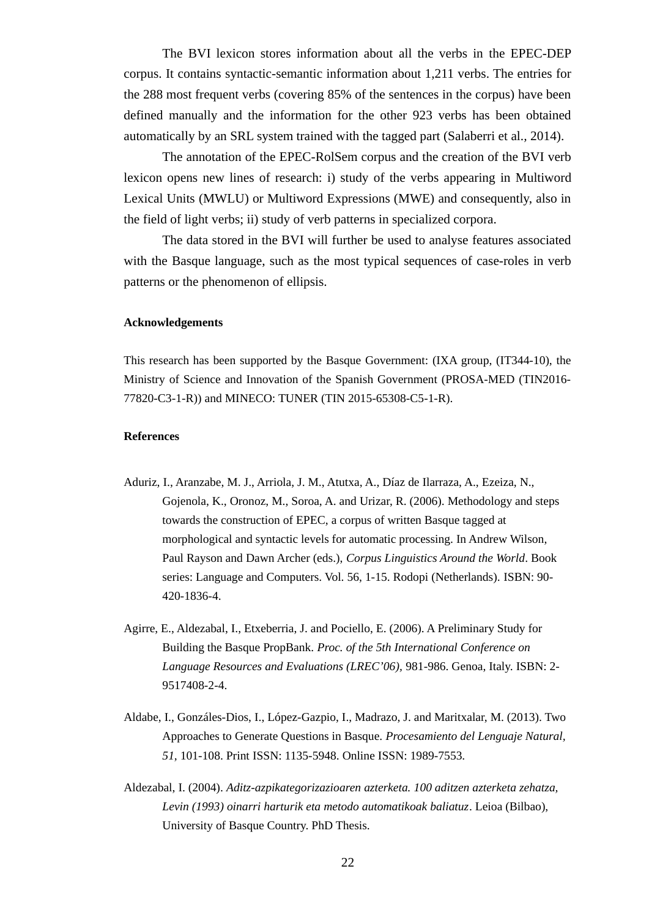The BVI lexicon stores information about all the verbs in the EPEC-DEP corpus. It contains syntactic-semantic information about 1,211 verbs. The entries for the 288 most frequent verbs (covering 85% of the sentences in the corpus) have been defined manually and the information for the other 923 verbs has been obtained automatically by an SRL system trained with the tagged part (Salaberri et al., 2014).

The annotation of the EPEC-RolSem corpus and the creation of the BVI verb lexicon opens new lines of research: i) study of the verbs appearing in Multiword Lexical Units (MWLU) or Multiword Expressions (MWE) and consequently, also in the field of light verbs; ii) study of verb patterns in specialized corpora.

The data stored in the BVI will further be used to analyse features associated with the Basque language, such as the most typical sequences of case-roles in verb patterns or the phenomenon of ellipsis.

**Acknowledgements**

This research has been supported by the Basque Government: (IXA group, (IT344-10), the Ministry of Science and Innovation of the Spanish Government (PROSA-MED (TIN2016-77820-C3-1-R)) and MINECO: TUNER (TIN 2015-65308-C5-1-R).

**References**

Aduriz, I., Aranzabe, M. J., Arriola, J. M., Atutxa, A., Díaz de Ilarraza, A., Ezeiza, N., Gojenola, K., Oronoz, M., Soroa, A. and Urizar, R. (2006). Methodology and steps towards the construction of EPEC, a corpus of written Basque tagged at morphological and syntactic levels for automatic processing. In Andrew Wilson, Paul Rayson and Dawn Archer (eds.), *Corpus Linguistics Around the World*. Book series: Language and Computers. Vol. 56, 1-15. Rodopi (Netherlands). ISBN: 90-420-1836-4.

Agirre, E., Aldezabal, I., Etxeberria, J. and Pociello, E. (2006). A Preliminary Study for Building the Basque PropBank. *Proc. of the 5th International Conference on Language Resources and Evaluations (LREC'06),* 981-986. Genoa, Italy. ISBN: 2-9517408-2-4.

Aldabe, I., Gonzáles-Dios, I., López-Gazpio, I., Madrazo, J. and Maritxalar, M. (2013). Two Approaches to Generate Questions in Basque. *Procesamiento del Lenguaje Natural, 51,* 101-108. Print ISSN: 1135-5948. Online ISSN: 1989-7553.

Aldezabal, I. (2004). *Aditz-azpikategorizazioaren azterketa. 100 aditzen azterketa zehatza, Levin (1993) oinarri harturik eta metodo automatikoak baliatuz*. Leioa (Bilbao), University of Basque Country. PhD Thesis.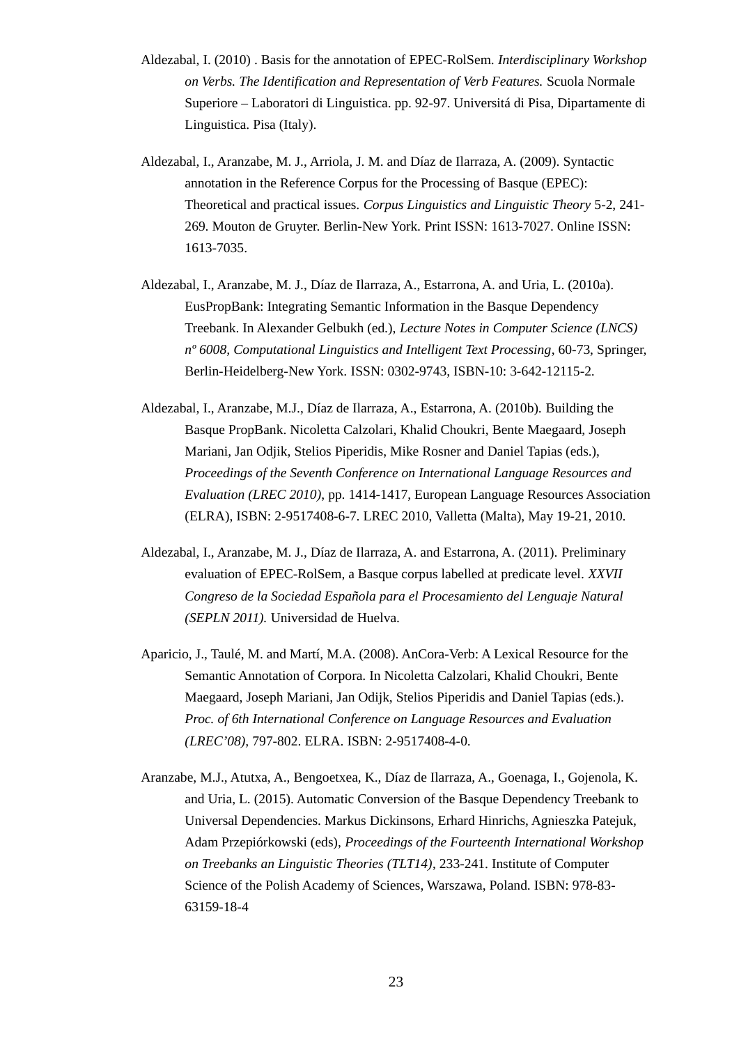Aldezabal, I. (2010) . Basis for the annotation of EPEC-RolSem. *Interdisciplinary Workshop on Verbs. The Identification and Representation of Verb Features.* Scuola Normale Superiore – Laboratori di Linguistica. pp. 92-97. Universitá di Pisa, Dipartamente di Linguistica. Pisa (Italy).

Aldezabal, I., Aranzabe, M. J., Arriola, J. M. and Díaz de Ilarraza, A. (2009). Syntactic annotation in the Reference Corpus for the Processing of Basque (EPEC): Theoretical and practical issues. *Corpus Linguistics and Linguistic Theory* 5-2, 241-269. Mouton de Gruyter. Berlin-New York. Print ISSN: 1613-7027. Online ISSN: 1613-7035.

Aldezabal, I., Aranzabe, M. J., Díaz de Ilarraza, A., Estarrona, A. and Uria, L. (2010a). EusPropBank: Integrating Semantic Information in the Basque Dependency Treebank. In Alexander Gelbukh (ed.), *Lecture Notes in Computer Science (LNCS) nº 6008, Computational Linguistics and Intelligent Text Processing*, 60-73, Springer, Berlin-Heidelberg-New York. ISSN: 0302-9743, ISBN-10: 3-642-12115-2.

Aldezabal, I., Aranzabe, M.J., Díaz de Ilarraza, A., Estarrona, A. (2010b). Building the Basque PropBank. Nicoletta Calzolari, Khalid Choukri, Bente Maegaard, Joseph Mariani, Jan Odjik, Stelios Piperidis, Mike Rosner and Daniel Tapias (eds.), *Proceedings of the Seventh Conference on International Language Resources and Evaluation (LREC 2010)*, pp. 1414-1417, European Language Resources Association (ELRA), ISBN: 2-9517408-6-7. LREC 2010, Valletta (Malta), May 19-21, 2010.

Aldezabal, I., Aranzabe, M. J., Díaz de Ilarraza, A. and Estarrona, A. (2011). Preliminary evaluation of EPEC-RolSem, a Basque corpus labelled at predicate level. *XXVII Congreso de la Sociedad Española para el Procesamiento del Lenguaje Natural (SEPLN 2011).* Universidad de Huelva.

Aparicio, J., Taulé, M. and Martí, M.A. (2008). AnCora-Verb: A Lexical Resource for the Semantic Annotation of Corpora. In Nicoletta Calzolari, Khalid Choukri, Bente Maegaard, Joseph Mariani, Jan Odijk, Stelios Piperidis and Daniel Tapias (eds.). *Proc. of 6th International Conference on Language Resources and Evaluation (LREC'08)*, 797-802. ELRA. ISBN: 2-9517408-4-0.

Aranzabe, M.J., Atutxa, A., Bengoetxea, K., Díaz de Ilarraza, A., Goenaga, I., Gojenola, K. and Uria, L. (2015). Automatic Conversion of the Basque Dependency Treebank to Universal Dependencies. Markus Dickinsons, Erhard Hinrichs, Agnieszka Patejuk, Adam Przepiórkowski (eds), *Proceedings of the Fourteenth International Workshop on Treebanks an Linguistic Theories (TLT14)*, 233-241. Institute of Computer Science of the Polish Academy of Sciences, Warszawa, Poland. ISBN: 978-83-63159-18-4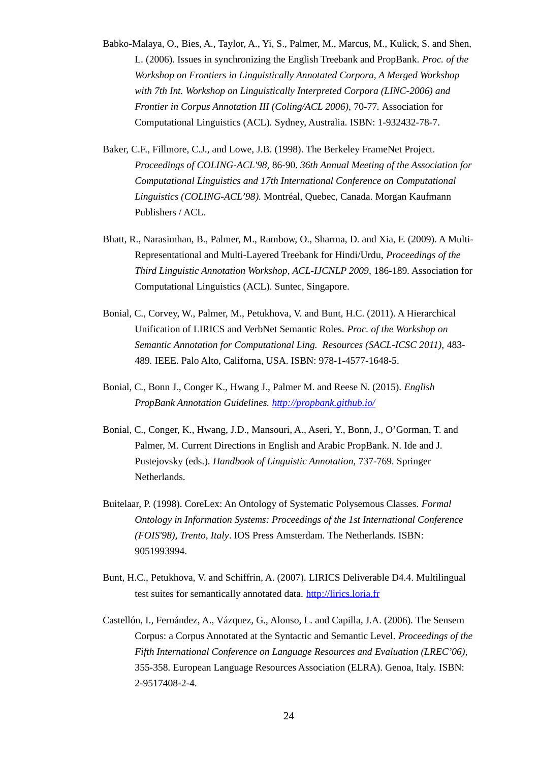Babko-Malaya, O., Bies, A., Taylor, A., Yi, S., Palmer, M., Marcus, M., Kulick, S. and Shen, L. (2006). Issues in synchronizing the English Treebank and PropBank. *Proc. of the Workshop on Frontiers in Linguistically Annotated Corpora, A Merged Workshop with 7th Int. Workshop on Linguistically Interpreted Corpora (LINC-2006) and Frontier in Corpus Annotation III (Coling/ACL 2006),* 70-77. Association for Computational Linguistics (ACL). Sydney, Australia. ISBN: 1-932432-78-7.

Baker, C.F., Fillmore, C.J., and Lowe, J.B. (1998). The Berkeley FrameNet Project. *Proceedings of COLING-ACL'98,* 86-90. *36th Annual Meeting of the Association for Computational Linguistics and 17th International Conference on Computational Linguistics (COLING-ACL'98).* Montréal, Quebec, Canada. Morgan Kaufmann Publishers / ACL.

Bhatt, R., Narasimhan, B., Palmer, M., Rambow, O., Sharma, D. and Xia, F. (2009). A Multi-Representational and Multi-Layered Treebank for Hindi/Urdu, *Proceedings of the Third Linguistic Annotation Workshop*, *ACL-IJCNLP 2009*, 186-189. Association for Computational Linguistics (ACL). Suntec, Singapore.

Bonial, C., Corvey, W., Palmer, M., Petukhova, V. and Bunt, H.C. (2011). A Hierarchical Unification of LIRICS and VerbNet Semantic Roles. *Proc. of the Workshop on Semantic Annotation for Computational Ling. Resources (SACL-ICSC 2011),* 483-489. IEEE. Palo Alto, Californa, USA. ISBN: 978-1-4577-1648-5.

Bonial, C., Bonn J., Conger K., Hwang J., Palmer M. and Reese N. (2015). *English PropBank Annotation Guidelines.* [http://propbank.github.io/](http://propbank.github.io/)

Bonial, C., Conger, K., Hwang, J.D., Mansouri, A., Aseri, Y., Bonn, J., O'Gorman, T. and Palmer, M. Current Directions in English and Arabic PropBank. N. Ide and J. Pustejovsky (eds.). *Handbook of Linguistic Annotation,* 737-769. Springer Netherlands.

Buitelaar, P. (1998). CoreLex: An Ontology of Systematic Polysemous Classes. *Formal Ontology in Information Systems: Proceedings of the 1st International Conference (FOIS'98), Trento, Italy*. IOS Press Amsterdam. The Netherlands. ISBN: 9051993994.

Bunt, H.C., Petukhova, V. and Schiffrin, A. (2007). LIRICS Deliverable D4.4. Multilingual test suites for semantically annotated data. [http://lirics.loria.fr](http://lirics.loria.fr)

Castellón, I., Fernández, A., Vázquez, G., Alonso, L. and Capilla, J.A. (2006). The Sensem Corpus: a Corpus Annotated at the Syntactic and Semantic Level. *Proceedings of the Fifth International Conference on Language Resources and Evaluation (LREC'06),* 355-358. European Language Resources Association (ELRA). Genoa, Italy. ISBN: 2-9517408-2-4.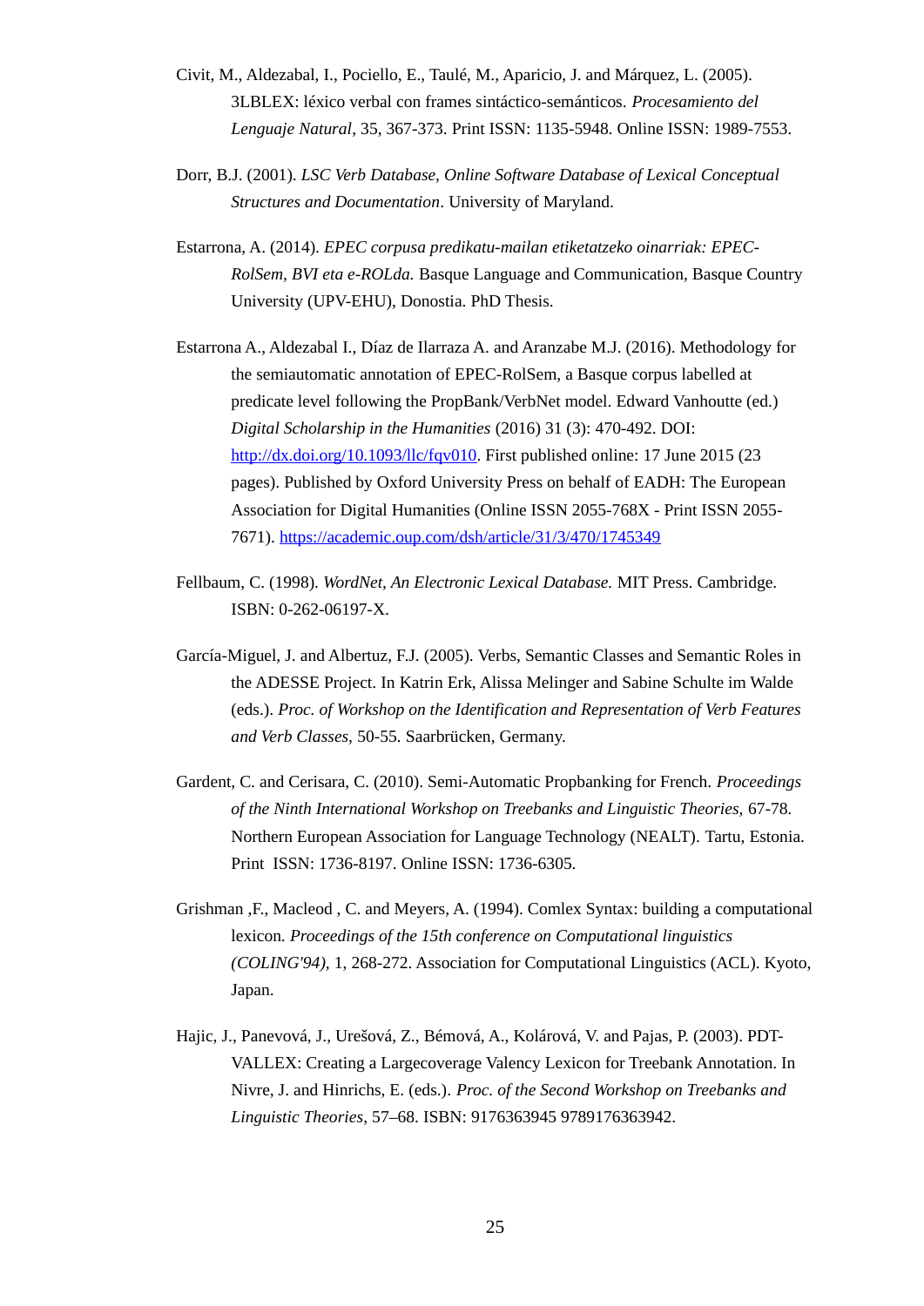Civit, M., Aldezabal, I., Pociello, E., Taulé, M., Aparicio, J. and Márquez, L. (2005). 3LBLEX: léxico verbal con frames sintáctico-semánticos. *Procesamiento del Lenguaje Natural*, 35, 367-373. Print ISSN: 1135-5948. Online ISSN: 1989-7553.

Dorr, B.J. (2001). *LSC Verb Database, Online Software Database of Lexical Conceptual Structures and Documentation*. University of Maryland.

Estarrona, A. (2014). *EPEC corpusa predikatu-mailan etiketatzeko oinarriak: EPEC-RolSem, BVI eta e-ROLda.* Basque Language and Communication, Basque Country University (UPV-EHU), Donostia. PhD Thesis.

Estarrona A., Aldezabal I., Díaz de Ilarraza A. and Aranzabe M.J. (2016). Methodology for the semiautomatic annotation of EPEC-RolSem, a Basque corpus labelled at predicate level following the PropBank/VerbNet model. Edward Vanhoutte (ed.) *Digital Scholarship in the Humanities* (2016) 31 (3): 470-492. DOI: http://dx.doi.org/10.1093/llc/fqv010. First published online: 17 June 2015 (23 pages). Published by Oxford University Press on behalf of EADH: The European Association for Digital Humanities (Online ISSN 2055-768X - Print ISSN 2055-7671). https://academic.oup.com/dsh/article/31/3/470/1745349

Fellbaum, C. (1998). *WordNet, An Electronic Lexical Database.* MIT Press. Cambridge. ISBN: 0-262-06197-X.

García-Miguel, J. and Albertuz, F.J. (2005). Verbs, Semantic Classes and Semantic Roles in the ADESSE Project. In Katrin Erk, Alissa Melinger and Sabine Schulte im Walde (eds.). *Proc. of Workshop on the Identification and Representation of Verb Features and Verb Classes,* 50-55. Saarbrücken, Germany.

Gardent, C. and Cerisara, C. (2010). Semi-Automatic Propbanking for French. *Proceedings of the Ninth International Workshop on Treebanks and Linguistic Theories,* 67-78. Northern European Association for Language Technology (NEALT). Tartu, Estonia. Print ISSN: 1736-8197. Online ISSN: 1736-6305.

Grishman ,F., Macleod , C. and Meyers, A. (1994). Comlex Syntax: building a computational lexicon. *Proceedings of the 15th conference on Computational linguistics (COLING'94),* 1, 268-272. Association for Computational Linguistics (ACL). Kyoto, Japan.

Hajic, J., Panevová, J., Urešová, Z., Bémová, A., Kolárová, V. and Pajas, P. (2003). PDT-VALLEX: Creating a Largecoverage Valency Lexicon for Treebank Annotation. In Nivre, J. and Hinrichs, E. (eds.). *Proc. of the Second Workshop on Treebanks and Linguistic Theories*, 57–68. ISBN: 9176363945 9789176363942.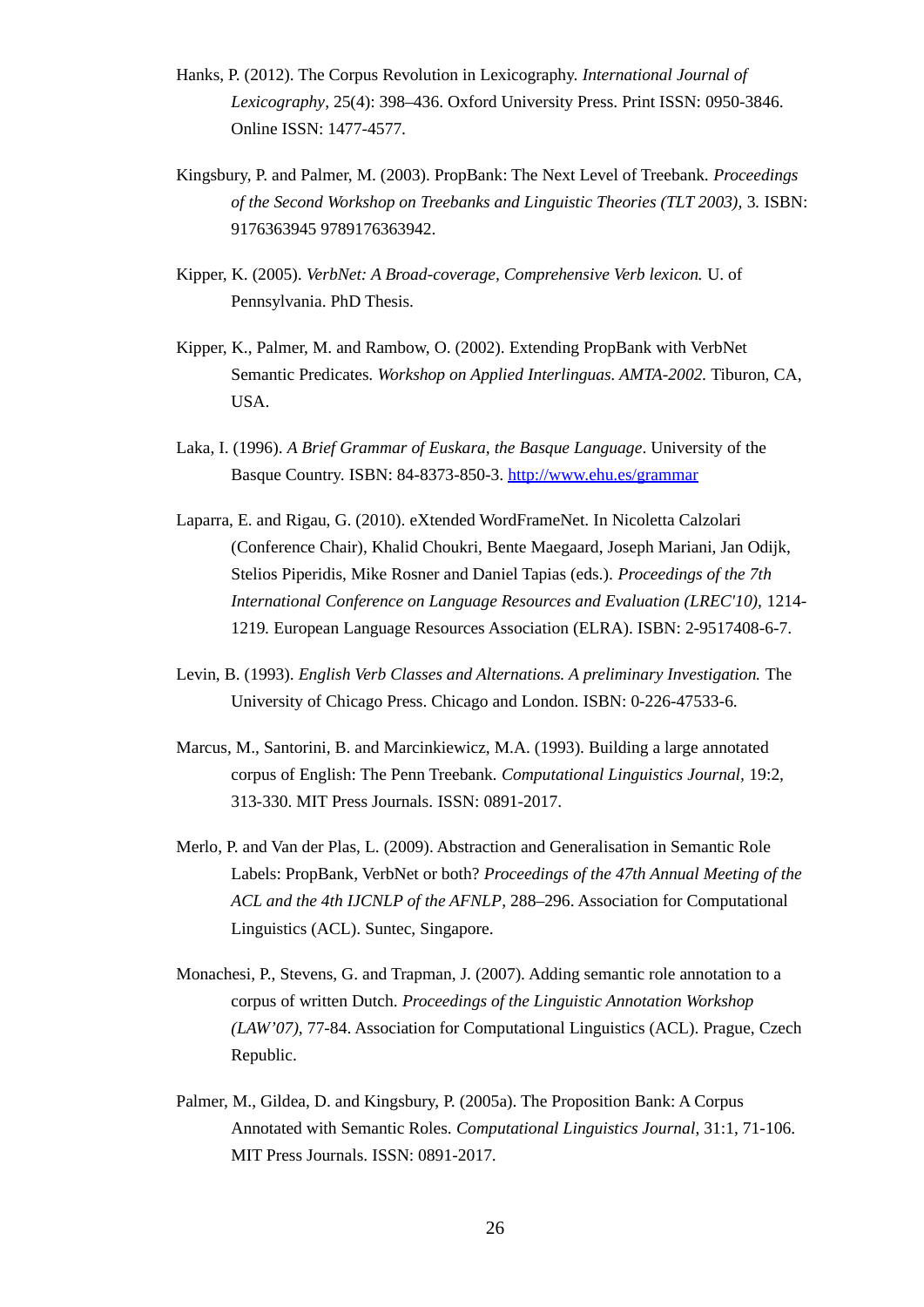Hanks, P. (2012). The Corpus Revolution in Lexicography. *International Journal of Lexicography*, 25(4): 398–436. Oxford University Press. Print ISSN: 0950-3846. Online ISSN: 1477-4577.

Kingsbury, P. and Palmer, M. (2003). PropBank: The Next Level of Treebank. *Proceedings of the Second Workshop on Treebanks and Linguistic Theories (TLT 2003)*, 3. ISBN: 9176363945 9789176363942.

Kipper, K. (2005). *VerbNet: A Broad-coverage, Comprehensive Verb lexicon.* U. of Pennsylvania. PhD Thesis.

Kipper, K., Palmer, M. and Rambow, O. (2002). Extending PropBank with VerbNet Semantic Predicates. *Workshop on Applied Interlinguas. AMTA-2002.* Tiburon, CA, USA.

Laka, I. (1996). *A Brief Grammar of Euskara, the Basque Language*. University of the Basque Country. ISBN: 84-8373-850-3. http://www.ehu.es/grammar

Laparra, E. and Rigau, G. (2010). eXtended WordFrameNet. In Nicoletta Calzolari (Conference Chair), Khalid Choukri, Bente Maegaard, Joseph Mariani, Jan Odijk, Stelios Piperidis, Mike Rosner and Daniel Tapias (eds.). *Proceedings of the 7th International Conference on Language Resources and Evaluation (LREC'10)*, 1214-1219. European Language Resources Association (ELRA). ISBN: 2-9517408-6-7.

Levin, B. (1993). *English Verb Classes and Alternations. A preliminary Investigation.* The University of Chicago Press. Chicago and London. ISBN: 0-226-47533-6.

Marcus, M., Santorini, B. and Marcinkiewicz, M.A. (1993). Building a large annotated corpus of English: The Penn Treebank. *Computational Linguistics Journal*, 19:2, 313-330. MIT Press Journals. ISSN: 0891-2017.

Merlo, P. and Van der Plas, L. (2009). Abstraction and Generalisation in Semantic Role Labels: PropBank, VerbNet or both? *Proceedings of the 47th Annual Meeting of the ACL and the 4th IJCNLP of the AFNLP*, 288–296. Association for Computational Linguistics (ACL). Suntec, Singapore.

Monachesi, P., Stevens, G. and Trapman, J. (2007). Adding semantic role annotation to a corpus of written Dutch. *Proceedings of the Linguistic Annotation Workshop (LAW'07)*, 77-84. Association for Computational Linguistics (ACL). Prague, Czech Republic.

Palmer, M., Gildea, D. and Kingsbury, P. (2005a). The Proposition Bank: A Corpus Annotated with Semantic Roles. *Computational Linguistics Journal*, 31:1, 71-106. MIT Press Journals. ISSN: 0891-2017.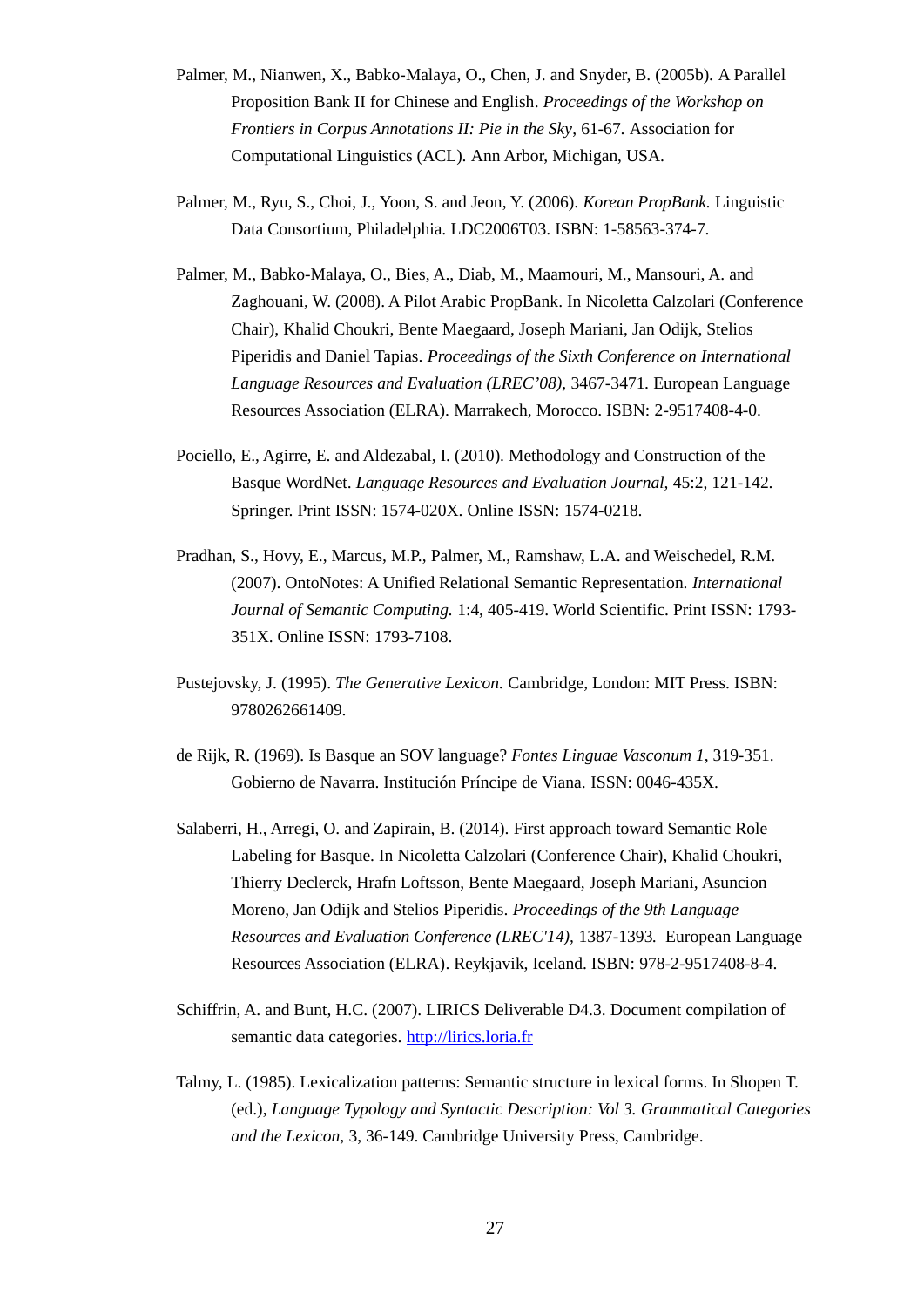Palmer, M., Nianwen, X., Babko-Malaya, O., Chen, J. and Snyder, B. (2005b). A Parallel Proposition Bank II for Chinese and English. *Proceedings of the Workshop on Frontiers in Corpus Annotations II: Pie in the Sky*, 61-67. Association for Computational Linguistics (ACL). Ann Arbor, Michigan, USA.

Palmer, M., Ryu, S., Choi, J., Yoon, S. and Jeon, Y. (2006). *Korean PropBank.* Linguistic Data Consortium, Philadelphia. LDC2006T03. ISBN: 1-58563-374-7.

Palmer, M., Babko-Malaya, O., Bies, A., Diab, M., Maamouri, M., Mansouri, A. and Zaghouani, W. (2008). A Pilot Arabic PropBank. In Nicoletta Calzolari (Conference Chair), Khalid Choukri, Bente Maegaard, Joseph Mariani, Jan Odijk, Stelios Piperidis and Daniel Tapias. *Proceedings of the Sixth Conference on International Language Resources and Evaluation (LREC'08),* 3467-3471. European Language Resources Association (ELRA). Marrakech, Morocco. ISBN: 2-9517408-4-0.

Pociello, E., Agirre, E. and Aldezabal, I. (2010). Methodology and Construction of the Basque WordNet. *Language Resources and Evaluation Journal,* 45:2, 121-142. Springer. Print ISSN: 1574-020X. Online ISSN: 1574-0218.

Pradhan, S., Hovy, E., Marcus, M.P., Palmer, M., Ramshaw, L.A. and Weischedel, R.M. (2007). OntoNotes: A Unified Relational Semantic Representation. *International Journal of Semantic Computing.* 1:4, 405-419. World Scientific. Print ISSN: 1793-351X. Online ISSN: 1793-7108.

Pustejovsky, J. (1995). *The Generative Lexicon.* Cambridge, London: MIT Press. ISBN: 9780262661409.

de Rijk, R. (1969). Is Basque an SOV language? *Fontes Linguae Vasconum 1*, 319-351. Gobierno de Navarra. Institución Príncipe de Viana. ISSN: 0046-435X.

Salaberri, H., Arregi, O. and Zapirain, B. (2014). First approach toward Semantic Role Labeling for Basque. In Nicoletta Calzolari (Conference Chair), Khalid Choukri, Thierry Declerck, Hrafn Loftsson, Bente Maegaard, Joseph Mariani, Asuncion Moreno, Jan Odijk and Stelios Piperidis. *Proceedings of the 9th Language Resources and Evaluation Conference (LREC'14),* 1387-1393. European Language Resources Association (ELRA). Reykjavik, Iceland. ISBN: 978-2-9517408-8-4.

Schiffrin, A. and Bunt, H.C. (2007). LIRICS Deliverable D4.3. Document compilation of semantic data categories. http://lirics.loria.fr

Talmy, L. (1985). Lexicalization patterns: Semantic structure in lexical forms. In Shopen T. (ed.), *Language Typology and Syntactic Description: Vol 3. Grammatical Categories and the Lexicon,* 3, 36-149. Cambridge University Press, Cambridge.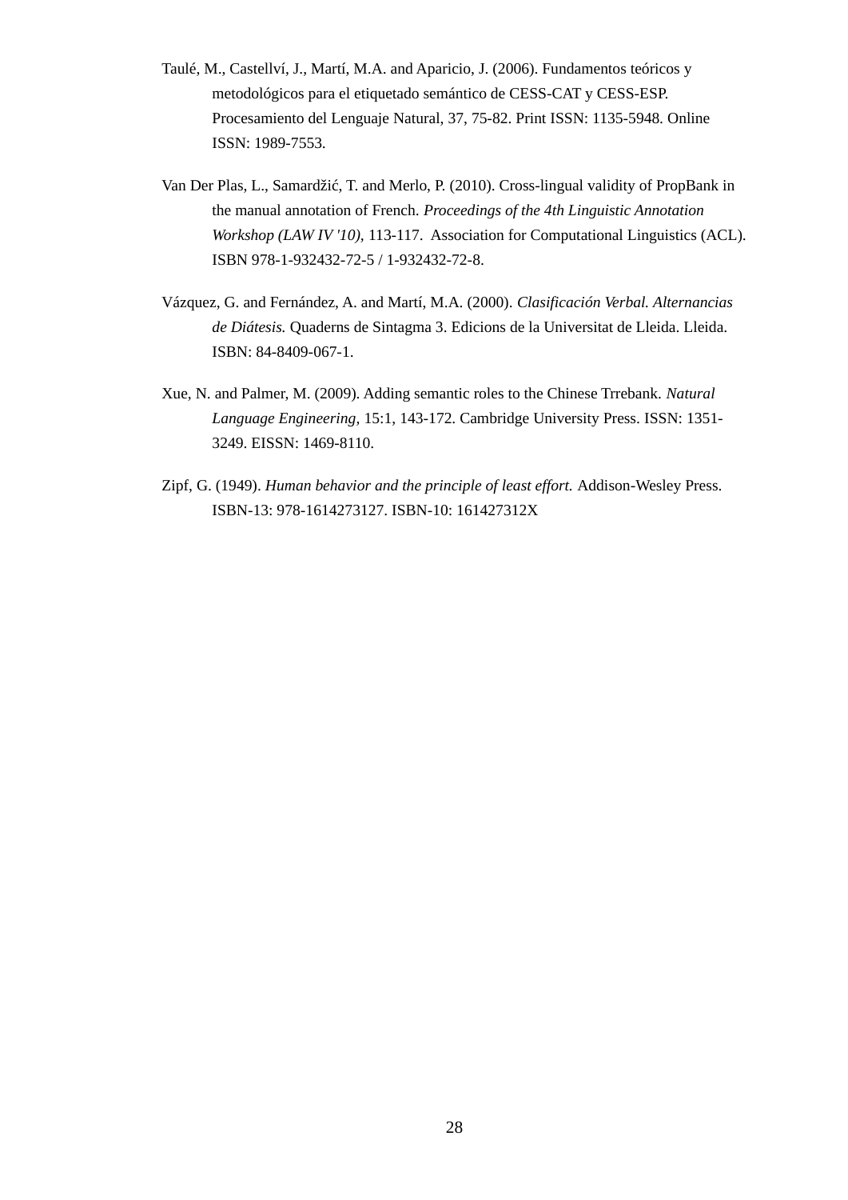Taulé, M., Castellví, J., Martí, M.A. and Aparicio, J. (2006). Fundamentos teóricos y metodológicos para el etiquetado semántico de CESS-CAT y CESS-ESP. Procesamiento del Lenguaje Natural, 37, 75-82. Print ISSN: 1135-5948. Online ISSN: 1989-7553.

Van Der Plas, L., Samardžić, T. and Merlo, P. (2010). Cross-lingual validity of PropBank in the manual annotation of French. *Proceedings of the 4th Linguistic Annotation Workshop (LAW IV '10),* 113-117. Association for Computational Linguistics (ACL). ISBN 978-1-932432-72-5 / 1-932432-72-8.

Vázquez, G. and Fernández, A. and Martí, M.A. (2000). *Clasificación Verbal. Alternancias de Diátesis.* Quaderns de Sintagma 3. Edicions de la Universitat de Lleida. Lleida. ISBN: 84-8409-067-1.

Xue, N. and Palmer, M. (2009). Adding semantic roles to the Chinese Trrebank. *Natural Language Engineering,* 15:1, 143-172. Cambridge University Press. ISSN: 1351-3249. EISSN: 1469-8110.

Zipf, G. (1949). *Human behavior and the principle of least effort.* Addison-Wesley Press. ISBN-13: 978-1614273127. ISBN-10: 161427312X